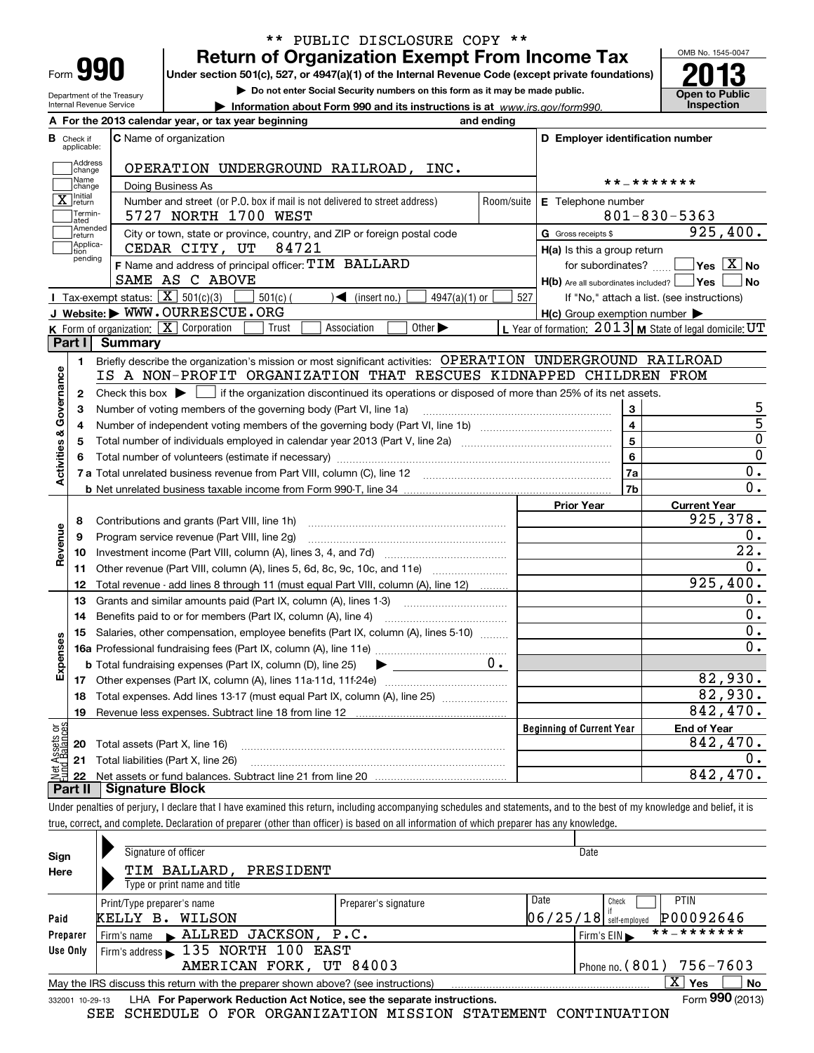\*\* PUBLIC DISCLOSURE COPY \*\*

# Form 990 — Return of Organization Exempt From Income Tax — 2013

Under section 501(c), 527, or 4947(a)(1) of the Internal Revenue Code (except private foundations)

▶ Do not enter Social Security numbers on this form as it may be made public.

▶ Information about Form 990 and its instructions is at www.irs.gov/form990.

OMB No. 1545-0047 — Open to Public Inspection

Department of the Treasury, Internal Revenue Service

**A** For the 2013 calendar year, or tax year beginning and ending

**B** Check if applicable: Address change; Name change; [X] Initial return; Terminated; Amended return; Application pending

**C** Name of organization: OPERATION UNDERGROUND RAILROAD, INC.

Doing Business As

Number and street (or P.O. box if mail is not delivered to street address): 5727 NORTH 1700 WEST — Room/suite

City or town, state or province, country, and ZIP or foreign postal code: CEDAR CITY, UT 84721

**D** Employer identification number: \*\*-\*\*\*\*\*\*\*

**E** Telephone number: 801-830-5363

**G** Gross receipts $ 925,400.

**F** Name and address of principal officer: TIM BALLARD, SAME AS C ABOVE

**H(a)** Is this a group return for subordinates? Yes [X] No

**H(b)** Are all subordinates included? Yes No — If "No," attach a list. (see instructions)

**H(c)** Group exemption number ▶

**I** Tax-exempt status: [X] 501(c)(3) 501(c) ( ) ◀ (insert no.) 4947(a)(1) or 527

**J** Website: ▶ WWW.OURRESCUE.ORG

**K** Form of organization: [X] Corporation Trust Association Other ▶

**L** Year of formation: 2013 **M** State of legal domicile: UT

## Part I Summary

**Activities & Governance**

1 Briefly describe the organization's mission or most significant activities: OPERATION UNDERGROUND RAILROAD IS A NON-PROFIT ORGANIZATION THAT RESCUES KIDNAPPED CHILDREN FROM

2 Check this box ▶ [ ] if the organization discontinued its operations or disposed of more than 25% of its net assets.

| | | Line | |
|---|---|---|---|
| 3 | Number of voting members of the governing body (Part VI, line 1a) | 3 | 5 |
| 4 | Number of independent voting members of the governing body (Part VI, line 1b) | 4 | 5 |
| 5 | Total number of individuals employed in calendar year 2013 (Part V, line 2a) | 5 | 0 |
| 6 | Total number of volunteers (estimate if necessary) | 6 | 0 |
| 7a | Total unrelated business revenue from Part VIII, column (C), line 12 | 7a | 0. |
| 7b | Net unrelated business taxable income from Form 990-T, line 34 | 7b | 0. |

| | | Prior Year | Current Year |
|---|---|---|---|
| **Revenue** | | | |
| 8 | Contributions and grants (Part VIII, line 1h) | | 925,378. |
| 9 | Program service revenue (Part VIII, line 2g) | | 0. |
| 10 | Investment income (Part VIII, column (A), lines 3, 4, and 7d) | | 22. |
| 11 | Other revenue (Part VIII, column (A), lines 5, 6d, 8c, 9c, 10c, and 11e) | | 0. |
| 12 | Total revenue - add lines 8 through 11 (must equal Part VIII, column (A), line 12) | | 925,400. |
| **Expenses** | | | |
| 13 | Grants and similar amounts paid (Part IX, column (A), lines 1-3) | | 0. |
| 14 | Benefits paid to or for members (Part IX, column (A), line 4) | | 0. |
| 15 | Salaries, other compensation, employee benefits (Part IX, column (A), lines 5-10) | | 0. |
| 16a | Professional fundraising fees (Part IX, column (A), line 11e) | | 0. |
| b | Total fundraising expenses (Part IX, column (D), line 25) ▶ 0. | | |
| 17 | Other expenses (Part IX, column (A), lines 11a-11d, 11f-24e) | | 82,930. |
| 18 | Total expenses. Add lines 13-17 (must equal Part IX, column (A), line 25) | | 82,930. |
| 19 | Revenue less expenses. Subtract line 18 from line 12 | | 842,470. |
| **Net Assets or Fund Balances** | | **Beginning of Current Year** | **End of Year** |
| 20 | Total assets (Part X, line 16) | | 842,470. |
| 21 | Total liabilities (Part X, line 26) | | 0. |
| 22 | Net assets or fund balances. Subtract line 21 from line 20 | | 842,470. |

## Part II Signature Block

Under penalties of perjury, I declare that I have examined this return, including accompanying schedules and statements, and to the best of my knowledge and belief, it is true, correct, and complete. Declaration of preparer (other than officer) is based on all information of which preparer has any knowledge.

**Sign Here**

Signature of officer — Date

TIM BALLARD, PRESIDENT

Type or print name and title

**Paid Preparer Use Only**

| Print/Type preparer's name | Preparer's signature | Date | Check if self-employed | PTIN |
|---|---|---|---|---|
| KELLY B. WILSON | | 06/25/18 | | P00092646 |

Firm's name ▶ ALLRED JACKSON, P.C. — Firm's EIN ▶ \*\*-\*\*\*\*\*\*\*

Firm's address ▶ 135 NORTH 100 EAST, AMERICAN FORK, UT 84003 — Phone no. (801) 756-7603

May the IRS discuss this return with the preparer shown above? (see instructions) [X] Yes No

332001 10-29-13 LHA For Paperwork Reduction Act Notice, see the separate instructions. Form 990 (2013)

SEE SCHEDULE O FOR ORGANIZATION MISSION STATEMENT CONTINUATION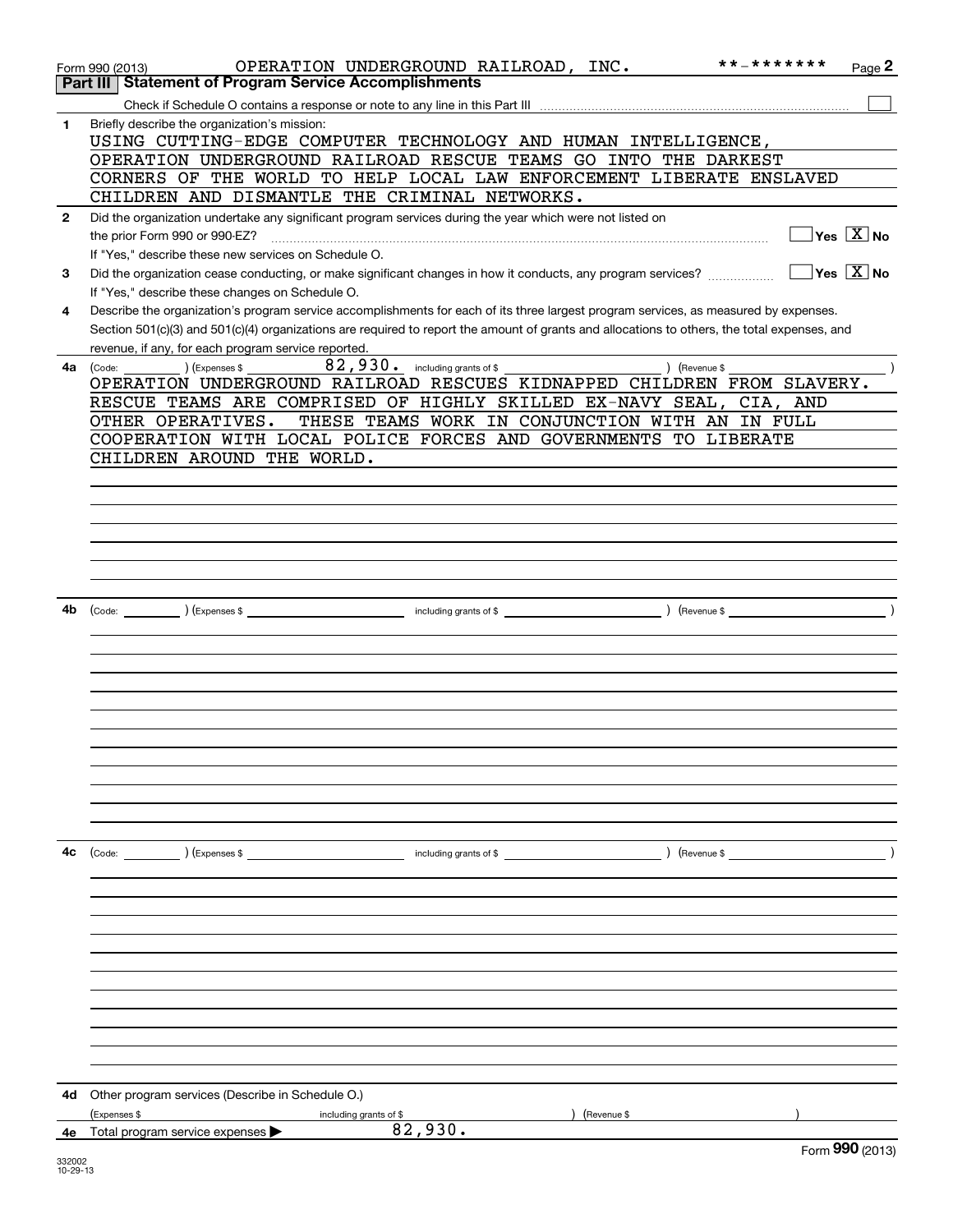Form 990 (2013) OPERATION UNDERGROUND RAILROAD, INC. **-******* Page 2

## Part III Statement of Program Service Accomplishments

Check if Schedule O contains a response or note to any line in this Part III [ ]

**1** Briefly describe the organization's mission:

USING CUTTING-EDGE COMPUTER TECHNOLOGY AND HUMAN INTELLIGENCE, OPERATION UNDERGROUND RAILROAD RESCUE TEAMS GO INTO THE DARKEST CORNERS OF THE WORLD TO HELP LOCAL LAW ENFORCEMENT LIBERATE ENSLAVED CHILDREN AND DISMANTLE THE CRIMINAL NETWORKS.

**2** Did the organization undertake any significant program services during the year which were not listed on the prior Form 990 or 990-EZ? [ ] Yes [X] No

If "Yes," describe these new services on Schedule O.

**3** Did the organization cease conducting, or make significant changes in how it conducts, any program services? [ ] Yes [X] No

If "Yes," describe these changes on Schedule O.

**4** Describe the organization's program service accomplishments for each of its three largest program services, as measured by expenses. Section 501(c)(3) and 501(c)(4) organizations are required to report the amount of grants and allocations to others, the total expenses, and revenue, if any, for each program service reported.

**4a** (Code: ) (Expenses $ 82,930. including grants of $ ) (Revenue $ )

OPERATION UNDERGROUND RAILROAD RESCUES KIDNAPPED CHILDREN FROM SLAVERY. RESCUE TEAMS ARE COMPRISED OF HIGHLY SKILLED EX-NAVY SEAL, CIA, AND OTHER OPERATIVES. THESE TEAMS WORK IN CONJUNCTION WITH AN IN FULL COOPERATION WITH LOCAL POLICE FORCES AND GOVERNMENTS TO LIBERATE CHILDREN AROUND THE WORLD.

**4b** (Code: ) (Expenses $ including grants of $ ) (Revenue $ )

**4c** (Code: ) (Expenses $ including grants of $ ) (Revenue $ )

**4d** Other program services (Describe in Schedule O.)

(Expenses $ including grants of $ ) (Revenue $ )

**4e** Total program service expenses ▶ 82,930.

Form **990** (2013)

332002 10-29-13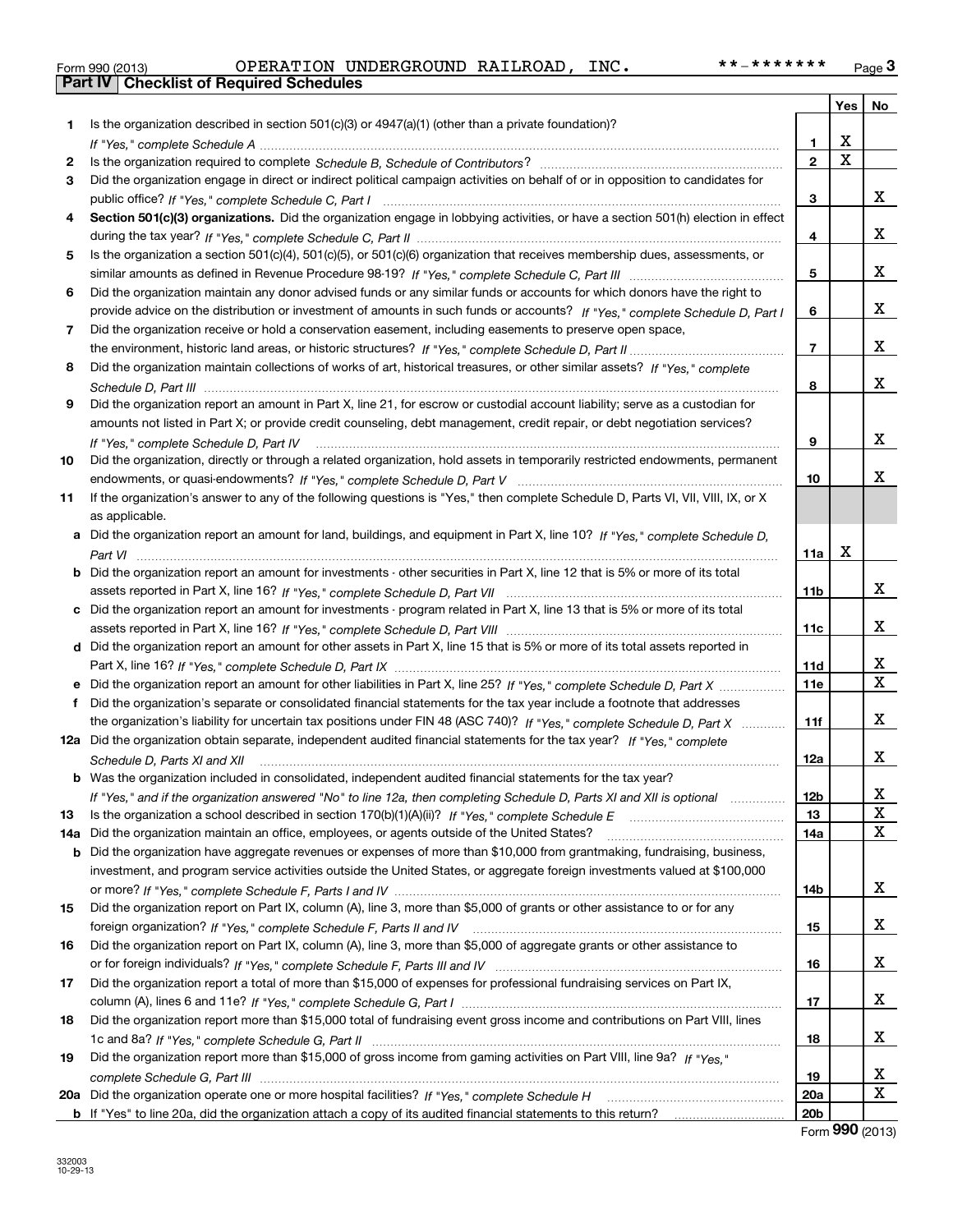Form 990 (2013) OPERATION UNDERGROUND RAILROAD, INC. **-******* Page 3

**Part IV Checklist of Required Schedules**

| | | | Yes | No |
|---|---|---|---|---|
| 1 | Is the organization described in section 501(c)(3) or 4947(a)(1) (other than a private foundation)? *If "Yes," complete Schedule A* | 1 | X | |
| 2 | Is the organization required to complete *Schedule B, Schedule of Contributors*? | 2 | X | |
| 3 | Did the organization engage in direct or indirect political campaign activities on behalf of or in opposition to candidates for public office? *If "Yes," complete Schedule C, Part I* | 3 | | X |
| 4 | **Section 501(c)(3) organizations.** Did the organization engage in lobbying activities, or have a section 501(h) election in effect during the tax year? *If "Yes," complete Schedule C, Part II* | 4 | | X |
| 5 | Is the organization a section 501(c)(4), 501(c)(5), or 501(c)(6) organization that receives membership dues, assessments, or similar amounts as defined in Revenue Procedure 98-19? *If "Yes," complete Schedule C, Part III* | 5 | | X |
| 6 | Did the organization maintain any donor advised funds or any similar funds or accounts for which donors have the right to provide advice on the distribution or investment of amounts in such funds or accounts? *If "Yes," complete Schedule D, Part I* | 6 | | X |
| 7 | Did the organization receive or hold a conservation easement, including easements to preserve open space, the environment, historic land areas, or historic structures? *If "Yes," complete Schedule D, Part II* | 7 | | X |
| 8 | Did the organization maintain collections of works of art, historical treasures, or other similar assets? *If "Yes," complete Schedule D, Part III* | 8 | | X |
| 9 | Did the organization report an amount in Part X, line 21, for escrow or custodial account liability; serve as a custodian for amounts not listed in Part X; or provide credit counseling, debt management, credit repair, or debt negotiation services? *If "Yes," complete Schedule D, Part IV* | 9 | | X |
| 10 | Did the organization, directly or through a related organization, hold assets in temporarily restricted endowments, permanent endowments, or quasi-endowments? *If "Yes," complete Schedule D, Part V* | 10 | | X |
| 11 | If the organization's answer to any of the following questions is "Yes," then complete Schedule D, Parts VI, VII, VIII, IX, or X as applicable. | | | |
| a | Did the organization report an amount for land, buildings, and equipment in Part X, line 10? *If "Yes," complete Schedule D, Part VI* | 11a | X | |
| b | Did the organization report an amount for investments - other securities in Part X, line 12 that is 5% or more of its total assets reported in Part X, line 16? *If "Yes," complete Schedule D, Part VII* | 11b | | X |
| c | Did the organization report an amount for investments - program related in Part X, line 13 that is 5% or more of its total assets reported in Part X, line 16? *If "Yes," complete Schedule D, Part VIII* | 11c | | X |
| d | Did the organization report an amount for other assets in Part X, line 15 that is 5% or more of its total assets reported in Part X, line 16? *If "Yes," complete Schedule D, Part IX* | 11d | | X |
| e | Did the organization report an amount for other liabilities in Part X, line 25? *If "Yes," complete Schedule D, Part X* | 11e | | X |
| f | Did the organization's separate or consolidated financial statements for the tax year include a footnote that addresses the organization's liability for uncertain tax positions under FIN 48 (ASC 740)? *If "Yes," complete Schedule D, Part X* | 11f | | X |
| 12a | Did the organization obtain separate, independent audited financial statements for the tax year? *If "Yes," complete Schedule D, Parts XI and XII* | 12a | | X |
| b | Was the organization included in consolidated, independent audited financial statements for the tax year? *If "Yes," and if the organization answered "No" to line 12a, then completing Schedule D, Parts XI and XII is optional* | 12b | | X |
| 13 | Is the organization a school described in section 170(b)(1)(A)(ii)? *If "Yes," complete Schedule E* | 13 | | X |
| 14a | Did the organization maintain an office, employees, or agents outside of the United States? | 14a | | X |
| b | Did the organization have aggregate revenues or expenses of more than $10,000 from grantmaking, fundraising, business, investment, and program service activities outside the United States, or aggregate foreign investments valued at $100,000 or more? *If "Yes," complete Schedule F, Parts I and IV* | 14b | | X |
| 15 | Did the organization report on Part IX, column (A), line 3, more than $5,000 of grants or other assistance to or for any foreign organization? *If "Yes," complete Schedule F, Parts II and IV* | 15 | | X |
| 16 | Did the organization report on Part IX, column (A), line 3, more than $5,000 of aggregate grants or other assistance to or for foreign individuals? *If "Yes," complete Schedule F, Parts III and IV* | 16 | | X |
| 17 | Did the organization report a total of more than $15,000 of expenses for professional fundraising services on Part IX, column (A), lines 6 and 11e? *If "Yes," complete Schedule G, Part I* | 17 | | X |
| 18 | Did the organization report more than $15,000 total of fundraising event gross income and contributions on Part VIII, lines 1c and 8a? *If "Yes," complete Schedule G, Part II* | 18 | | X |
| 19 | Did the organization report more than $15,000 of gross income from gaming activities on Part VIII, line 9a? *If "Yes," complete Schedule G, Part III* | 19 | | X |
| 20a | Did the organization operate one or more hospital facilities? *If "Yes," complete Schedule H* | 20a | | X |
| b | If "Yes" to line 20a, did the organization attach a copy of its audited financial statements to this return? | 20b | | |

Form **990** (2013)

332003 10-29-13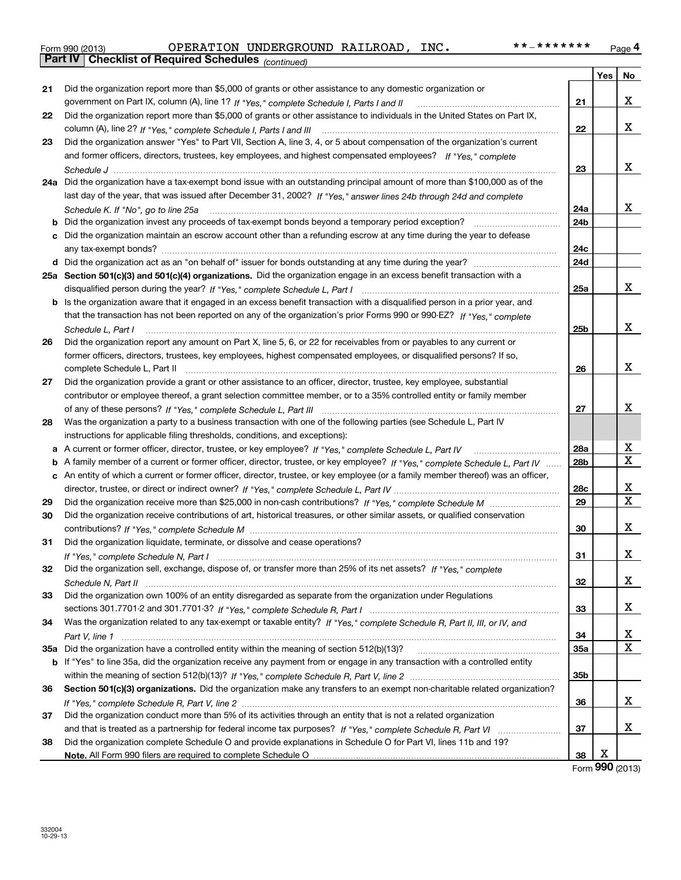Form 990 (2013) OPERATION UNDERGROUND RAILROAD, INC. **-******* Page 4

**Part IV Checklist of Required Schedules** *(continued)*

| | | | Yes | No |
|---|---|---|---|---|
| 21 | Did the organization report more than $5,000 of grants or other assistance to any domestic organization or government on Part IX, column (A), line 1? *If "Yes," complete Schedule I, Parts I and II* | 21 | | X |
| 22 | Did the organization report more than $5,000 of grants or other assistance to individuals in the United States on Part IX, column (A), line 2? *If "Yes," complete Schedule I, Parts I and III* | 22 | | X |
| 23 | Did the organization answer "Yes" to Part VII, Section A, line 3, 4, or 5 about compensation of the organization's current and former officers, directors, trustees, key employees, and highest compensated employees? *If "Yes," complete Schedule J* | 23 | | X |
| 24a | Did the organization have a tax-exempt bond issue with an outstanding principal amount of more than $100,000 as of the last day of the year, that was issued after December 31, 2002? *If "Yes," answer lines 24b through 24d and complete Schedule K. If "No", go to line 25a* | 24a | | X |
| b | Did the organization invest any proceeds of tax-exempt bonds beyond a temporary period exception? | 24b | | |
| c | Did the organization maintain an escrow account other than a refunding escrow at any time during the year to defease any tax-exempt bonds? | 24c | | |
| d | Did the organization act as an "on behalf of" issuer for bonds outstanding at any time during the year? | 24d | | |
| 25a | **Section 501(c)(3) and 501(c)(4) organizations.** Did the organization engage in an excess benefit transaction with a disqualified person during the year? *If "Yes," complete Schedule L, Part I* | 25a | | X |
| b | Is the organization aware that it engaged in an excess benefit transaction with a disqualified person in a prior year, and that the transaction has not been reported on any of the organization's prior Forms 990 or 990-EZ? *If "Yes," complete Schedule L, Part I* | 25b | | X |
| 26 | Did the organization report any amount on Part X, line 5, 6, or 22 for receivables from or payables to any current or former officers, directors, trustees, key employees, highest compensated employees, or disqualified persons? If so, complete Schedule L, Part II | 26 | | X |
| 27 | Did the organization provide a grant or other assistance to an officer, director, trustee, key employee, substantial contributor or employee thereof, a grant selection committee member, or to a 35% controlled entity or family member of any of these persons? *If "Yes," complete Schedule L, Part III* | 27 | | X |
| 28 | Was the organization a party to a business transaction with one of the following parties (see Schedule L, Part IV instructions for applicable filing thresholds, conditions, and exceptions): | | | |
| a | A current or former officer, director, trustee, or key employee? *If "Yes," complete Schedule L, Part IV* | 28a | | X |
| b | A family member of a current or former officer, director, trustee, or key employee? *If "Yes," complete Schedule L, Part IV* | 28b | | X |
| c | An entity of which a current or former officer, director, trustee, or key employee (or a family member thereof) was an officer, director, trustee, or direct or indirect owner? *If "Yes," complete Schedule L, Part IV* | 28c | | X |
| 29 | Did the organization receive more than $25,000 in non-cash contributions? *If "Yes," complete Schedule M* | 29 | | X |
| 30 | Did the organization receive contributions of art, historical treasures, or other similar assets, or qualified conservation contributions? *If "Yes," complete Schedule M* | 30 | | X |
| 31 | Did the organization liquidate, terminate, or dissolve and cease operations? *If "Yes," complete Schedule N, Part I* | 31 | | X |
| 32 | Did the organization sell, exchange, dispose of, or transfer more than 25% of its net assets? *If "Yes," complete Schedule N, Part II* | 32 | | X |
| 33 | Did the organization own 100% of an entity disregarded as separate from the organization under Regulations sections 301.7701-2 and 301.7701-3? *If "Yes," complete Schedule R, Part I* | 33 | | X |
| 34 | Was the organization related to any tax-exempt or taxable entity? *If "Yes," complete Schedule R, Part II, III, or IV, and Part V, line 1* | 34 | | X |
| 35a | Did the organization have a controlled entity within the meaning of section 512(b)(13)? | 35a | | X |
| b | If "Yes" to line 35a, did the organization receive any payment from or engage in any transaction with a controlled entity within the meaning of section 512(b)(13)? *If "Yes," complete Schedule R, Part V, line 2* | 35b | | |
| 36 | **Section 501(c)(3) organizations.** Did the organization make any transfers to an exempt non-charitable related organization? *If "Yes," complete Schedule R, Part V, line 2* | 36 | | X |
| 37 | Did the organization conduct more than 5% of its activities through an entity that is not a related organization and that is treated as a partnership for federal income tax purposes? *If "Yes," complete Schedule R, Part VI* | 37 | | X |
| 38 | Did the organization complete Schedule O and provide explanations in Schedule O for Part VI, lines 11b and 19? **Note.** All Form 990 filers are required to complete Schedule O | 38 | X | |

Form **990** (2013)

332004
10-29-13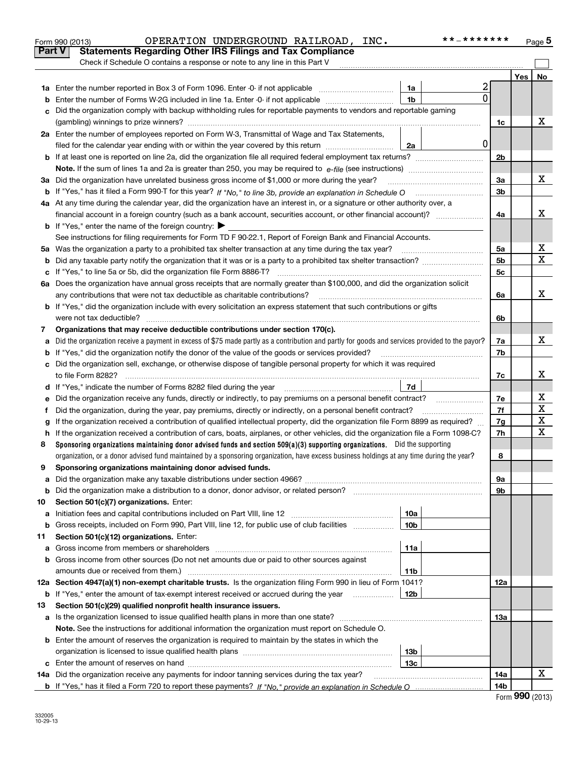Form 990 (2013) OPERATION UNDERGROUND RAILROAD, INC. **-******* Page 5

## Part V Statements Regarding Other IRS Filings and Tax Compliance

Check if Schedule O contains a response or note to any line in this Part V ☐

| | | | | | Yes | No |
|---|---|---|---|---|---|---|
| 1a | Enter the number reported in Box 3 of Form 1096. Enter -0- if not applicable | 1a | 2 | | | |
| b | Enter the number of Forms W-2G included in line 1a. Enter -0- if not applicable | 1b | 0 | | | |
| c | Did the organization comply with backup withholding rules for reportable payments to vendors and reportable gaming (gambling) winnings to prize winners? | | | 1c | | X |
| 2a | Enter the number of employees reported on Form W-3, Transmittal of Wage and Tax Statements, filed for the calendar year ending with or within the year covered by this return | 2a | 0 | | | |
| b | If at least one is reported on line 2a, did the organization file all required federal employment tax returns? | | | 2b | | |
| | **Note.** If the sum of lines 1a and 2a is greater than 250, you may be required to *e-file* (see instructions) | | | | | |
| 3a | Did the organization have unrelated business gross income of $1,000 or more during the year? | | | 3a | | X |
| b | If "Yes," has it filed a Form 990-T for this year? *If "No," to line 3b, provide an explanation in Schedule O* | | | 3b | | |
| 4a | At any time during the calendar year, did the organization have an interest in, or a signature or other authority over, a financial account in a foreign country (such as a bank account, securities account, or other financial account)? | | | 4a | | X |
| b | If "Yes," enter the name of the foreign country: ▶ | | | | | |
| | See instructions for filing requirements for Form TD F 90-22.1, Report of Foreign Bank and Financial Accounts. | | | | | |
| 5a | Was the organization a party to a prohibited tax shelter transaction at any time during the tax year? | | | 5a | | X |
| b | Did any taxable party notify the organization that it was or is a party to a prohibited tax shelter transaction? | | | 5b | | X |
| c | If "Yes," to line 5a or 5b, did the organization file Form 8886-T? | | | 5c | | |
| 6a | Does the organization have annual gross receipts that are normally greater than $100,000, and did the organization solicit any contributions that were not tax deductible as charitable contributions? | | | 6a | | X |
| b | If "Yes," did the organization include with every solicitation an express statement that such contributions or gifts were not tax deductible? | | | 6b | | |
| 7 | **Organizations that may receive deductible contributions under section 170(c).** | | | | | |
| a | Did the organization receive a payment in excess of $75 made partly as a contribution and partly for goods and services provided to the payor? | | | 7a | | X |
| b | If "Yes," did the organization notify the donor of the value of the goods or services provided? | | | 7b | | |
| c | Did the organization sell, exchange, or otherwise dispose of tangible personal property for which it was required to file Form 8282? | | | 7c | | X |
| d | If "Yes," indicate the number of Forms 8282 filed during the year | 7d | | | | |
| e | Did the organization receive any funds, directly or indirectly, to pay premiums on a personal benefit contract? | | | 7e | | X |
| f | Did the organization, during the year, pay premiums, directly or indirectly, on a personal benefit contract? | | | 7f | | X |
| g | If the organization received a contribution of qualified intellectual property, did the organization file Form 8899 as required? | | | 7g | | X |
| h | If the organization received a contribution of cars, boats, airplanes, or other vehicles, did the organization file a Form 1098-C? | | | 7h | | X |
| 8 | **Sponsoring organizations maintaining donor advised funds and section 509(a)(3) supporting organizations.** Did the supporting organization, or a donor advised fund maintained by a sponsoring organization, have excess business holdings at any time during the year? | | | 8 | | |
| 9 | **Sponsoring organizations maintaining donor advised funds.** | | | | | |
| a | Did the organization make any taxable distributions under section 4966? | | | 9a | | |
| b | Did the organization make a distribution to a donor, donor advisor, or related person? | | | 9b | | |
| 10 | **Section 501(c)(7) organizations.** Enter: | | | | | |
| a | Initiation fees and capital contributions included on Part VIII, line 12 | 10a | | | | |
| b | Gross receipts, included on Form 990, Part VIII, line 12, for public use of club facilities | 10b | | | | |
| 11 | **Section 501(c)(12) organizations.** Enter: | | | | | |
| a | Gross income from members or shareholders | 11a | | | | |
| b | Gross income from other sources (Do not net amounts due or paid to other sources against amounts due or received from them.) | 11b | | | | |
| 12a | **Section 4947(a)(1) non-exempt charitable trusts.** Is the organization filing Form 990 in lieu of Form 1041? | | | 12a | | |
| b | If "Yes," enter the amount of tax-exempt interest received or accrued during the year | 12b | | | | |
| 13 | **Section 501(c)(29) qualified nonprofit health insurance issuers.** | | | | | |
| a | Is the organization licensed to issue qualified health plans in more than one state? | | | 13a | | |
| | **Note.** See the instructions for additional information the organization must report on Schedule O. | | | | | |
| b | Enter the amount of reserves the organization is required to maintain by the states in which the organization is licensed to issue qualified health plans | 13b | | | | |
| c | Enter the amount of reserves on hand | 13c | | | | |
| 14a | Did the organization receive any payments for indoor tanning services during the tax year? | | | 14a | | X |
| b | If "Yes," has it filed a Form 720 to report these payments? *If "No," provide an explanation in Schedule O* | | | 14b | | |

Form **990** (2013)

332005 10-29-13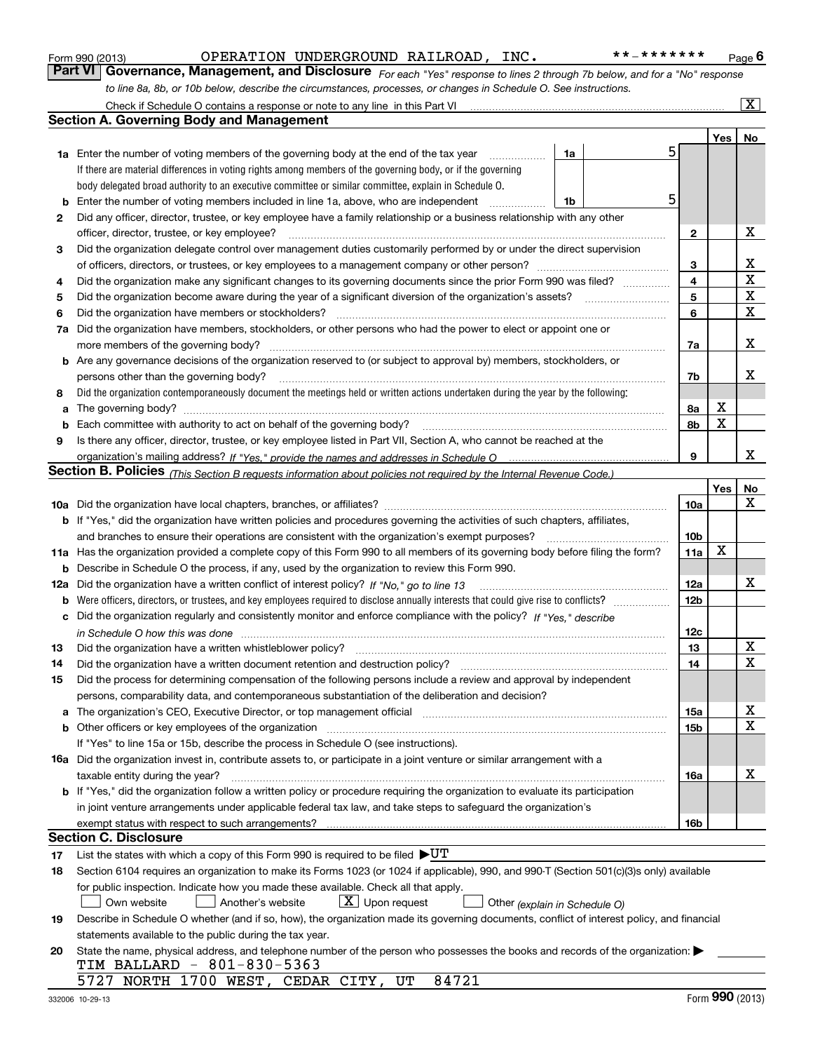Form 990 (2013) OPERATION UNDERGROUND RAILROAD, INC. **-******* Page 6

**Part VI Governance, Management, and Disclosure** *For each "Yes" response to lines 2 through 7b below, and for a "No" response to line 8a, 8b, or 10b below, describe the circumstances, processes, or changes in Schedule O. See instructions.*

Check if Schedule O contains a response or note to any line in this Part VI [X]

## Section A. Governing Body and Management

| | | | | Yes | No |
|---|---|---|---|---|---|
| 1a | Enter the number of voting members of the governing body at the end of the tax year | 1a | 5 | | |
| | If there are material differences in voting rights among members of the governing body, or if the governing body delegated broad authority to an executive committee or similar committee, explain in Schedule O. | | | | |
| b | Enter the number of voting members included in line 1a, above, who are independent | 1b | 5 | | |
| 2 | Did any officer, director, trustee, or key employee have a family relationship or a business relationship with any other officer, director, trustee, or key employee? | 2 | | | X |
| 3 | Did the organization delegate control over management duties customarily performed by or under the direct supervision of officers, directors, or trustees, or key employees to a management company or other person? | 3 | | | X |
| 4 | Did the organization make any significant changes to its governing documents since the prior Form 990 was filed? | 4 | | | X |
| 5 | Did the organization become aware during the year of a significant diversion of the organization's assets? | 5 | | | X |
| 6 | Did the organization have members or stockholders? | 6 | | | X |
| 7a | Did the organization have members, stockholders, or other persons who had the power to elect or appoint one or more members of the governing body? | 7a | | | X |
| b | Are any governance decisions of the organization reserved to (or subject to approval by) members, stockholders, or persons other than the governing body? | 7b | | | X |
| 8 | Did the organization contemporaneously document the meetings held or written actions undertaken during the year by the following: | | | | |
| a | The governing body? | 8a | | X | |
| b | Each committee with authority to act on behalf of the governing body? | 8b | | X | |
| 9 | Is there any officer, director, trustee, or key employee listed in Part VII, Section A, who cannot be reached at the organization's mailing address? *If "Yes," provide the names and addresses in Schedule O* | 9 | | | X |

## Section B. Policies *(This Section B requests information about policies not required by the Internal Revenue Code.)*

| | | | Yes | No |
|---|---|---|---|---|
| 10a | Did the organization have local chapters, branches, or affiliates? | 10a | | X |
| b | If "Yes," did the organization have written policies and procedures governing the activities of such chapters, affiliates, and branches to ensure their operations are consistent with the organization's exempt purposes? | 10b | | |
| 11a | Has the organization provided a complete copy of this Form 990 to all members of its governing body before filing the form? | 11a | X | |
| b | Describe in Schedule O the process, if any, used by the organization to review this Form 990. | | | |
| 12a | Did the organization have a written conflict of interest policy? *If "No," go to line 13* | 12a | | X |
| b | Were officers, directors, or trustees, and key employees required to disclose annually interests that could give rise to conflicts? | 12b | | |
| c | Did the organization regularly and consistently monitor and enforce compliance with the policy? *If "Yes," describe in Schedule O how this was done* | 12c | | |
| 13 | Did the organization have a written whistleblower policy? | 13 | | X |
| 14 | Did the organization have a written document retention and destruction policy? | 14 | | X |
| 15 | Did the process for determining compensation of the following persons include a review and approval by independent persons, comparability data, and contemporaneous substantiation of the deliberation and decision? | | | |
| a | The organization's CEO, Executive Director, or top management official | 15a | | X |
| b | Other officers or key employees of the organization | 15b | | X |
| | If "Yes" to line 15a or 15b, describe the process in Schedule O (see instructions). | | | |
| 16a | Did the organization invest in, contribute assets to, or participate in a joint venture or similar arrangement with a taxable entity during the year? | 16a | | X |
| b | If "Yes," did the organization follow a written policy or procedure requiring the organization to evaluate its participation in joint venture arrangements under applicable federal tax law, and take steps to safeguard the organization's exempt status with respect to such arrangements? | 16b | | |

## Section C. Disclosure

17 List the states with which a copy of this Form 990 is required to be filed ▶UT

18 Section 6104 requires an organization to make its Forms 1023 (or 1024 if applicable), 990, and 990-T (Section 501(c)(3)s only) available for public inspection. Indicate how you made these available. Check all that apply.

[ ] Own website [ ] Another's website [X] Upon request [ ] Other *(explain in Schedule O)*

19 Describe in Schedule O whether (and if so, how), the organization made its governing documents, conflict of interest policy, and financial statements available to the public during the tax year.

20 State the name, physical address, and telephone number of the person who possesses the books and records of the organization: ▶

TIM BALLARD - 801-830-5363
5727 NORTH 1700 WEST, CEDAR CITY, UT 84721

332006 10-29-13 Form **990** (2013)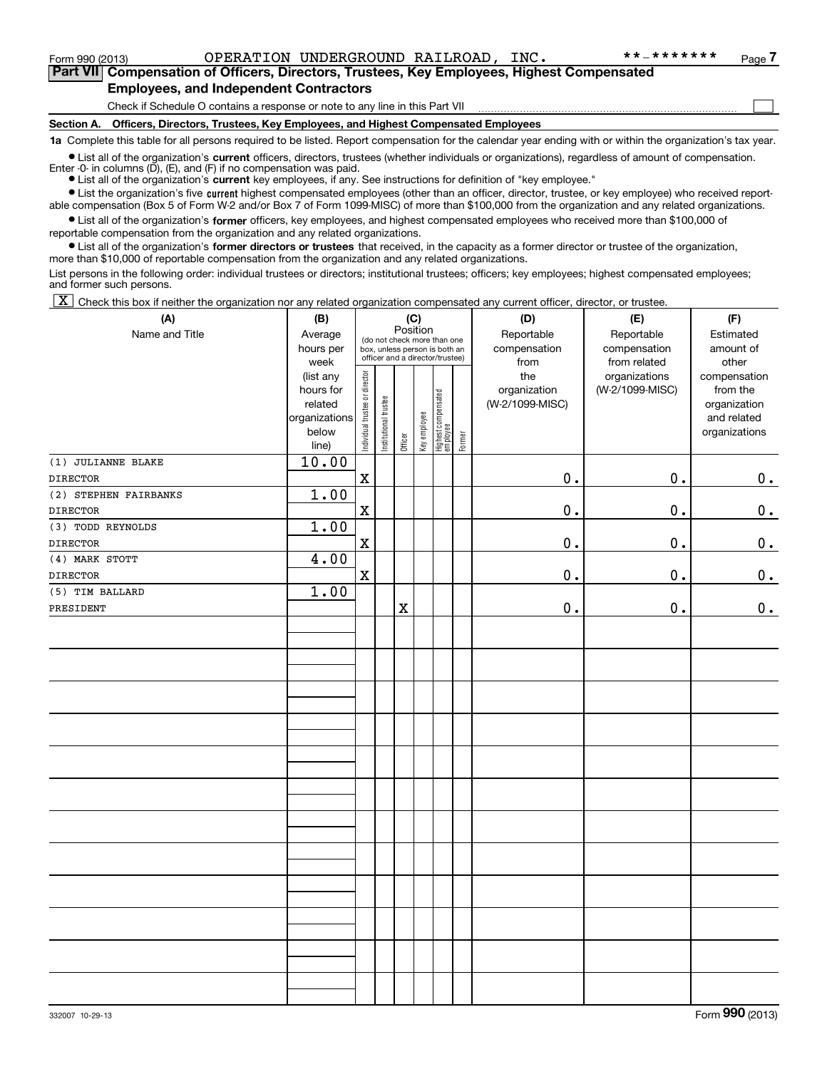Form 990 (2013) OPERATION UNDERGROUND RAILROAD, INC. **-******* Page 7

**Part VII Compensation of Officers, Directors, Trustees, Key Employees, Highest Compensated Employees, and Independent Contractors**

Check if Schedule O contains a response or note to any line in this Part VII ☐

**Section A. Officers, Directors, Trustees, Key Employees, and Highest Compensated Employees**

**1a** Complete this table for all persons required to be listed. Report compensation for the calendar year ending with or within the organization's tax year.

- List all of the organization's **current** officers, directors, trustees (whether individuals or organizations), regardless of amount of compensation. Enter -0- in columns (D), (E), and (F) if no compensation was paid.
- List all of the organization's **current** key employees, if any. See instructions for definition of "key employee."
- List the organization's five **current** highest compensated employees (other than an officer, director, trustee, or key employee) who received reportable compensation (Box 5 of Form W-2 and/or Box 7 of Form 1099-MISC) of more than $100,000 from the organization and any related organizations.
- List all of the organization's **former** officers, key employees, and highest compensated employees who received more than $100,000 of reportable compensation from the organization and any related organizations.
- List all of the organization's **former directors or trustees** that received, in the capacity as a former director or trustee of the organization, more than $10,000 of reportable compensation from the organization and any related organizations.

List persons in the following order: individual trustees or directors; institutional trustees; officers; key employees; highest compensated employees; and former such persons.

☒ Check this box if neither the organization nor any related organization compensated any current officer, director, or trustee.

| (A) Name and Title | (B) Average hours per week (list any hours for related organizations below line) | (C) Position: Individual trustee or director | Institutional trustee | Officer | Key employee | Highest compensated employee | Former | (D) Reportable compensation from the organization (W-2/1099-MISC) | (E) Reportable compensation from related organizations (W-2/1099-MISC) | (F) Estimated amount of other compensation from the organization and related organizations |
|---|---|---|---|---|---|---|---|---|---|---|
| (1) JULIANNE BLAKE<br>DIRECTOR | 10.00 | X | | | | | | 0. | 0. | 0. |
| (2) STEPHEN FAIRBANKS<br>DIRECTOR | 1.00 | X | | | | | | 0. | 0. | 0. |
| (3) TODD REYNOLDS<br>DIRECTOR | 1.00 | X | | | | | | 0. | 0. | 0. |
| (4) MARK STOTT<br>DIRECTOR | 4.00 | X | | | | | | 0. | 0. | 0. |
| (5) TIM BALLARD<br>PRESIDENT | 1.00 | | | X | | | | 0. | 0. | 0. |

(C) Position: do not check more than one box, unless person is both an officer and a director/trustee.

332007 10-29-13 Form 990 (2013)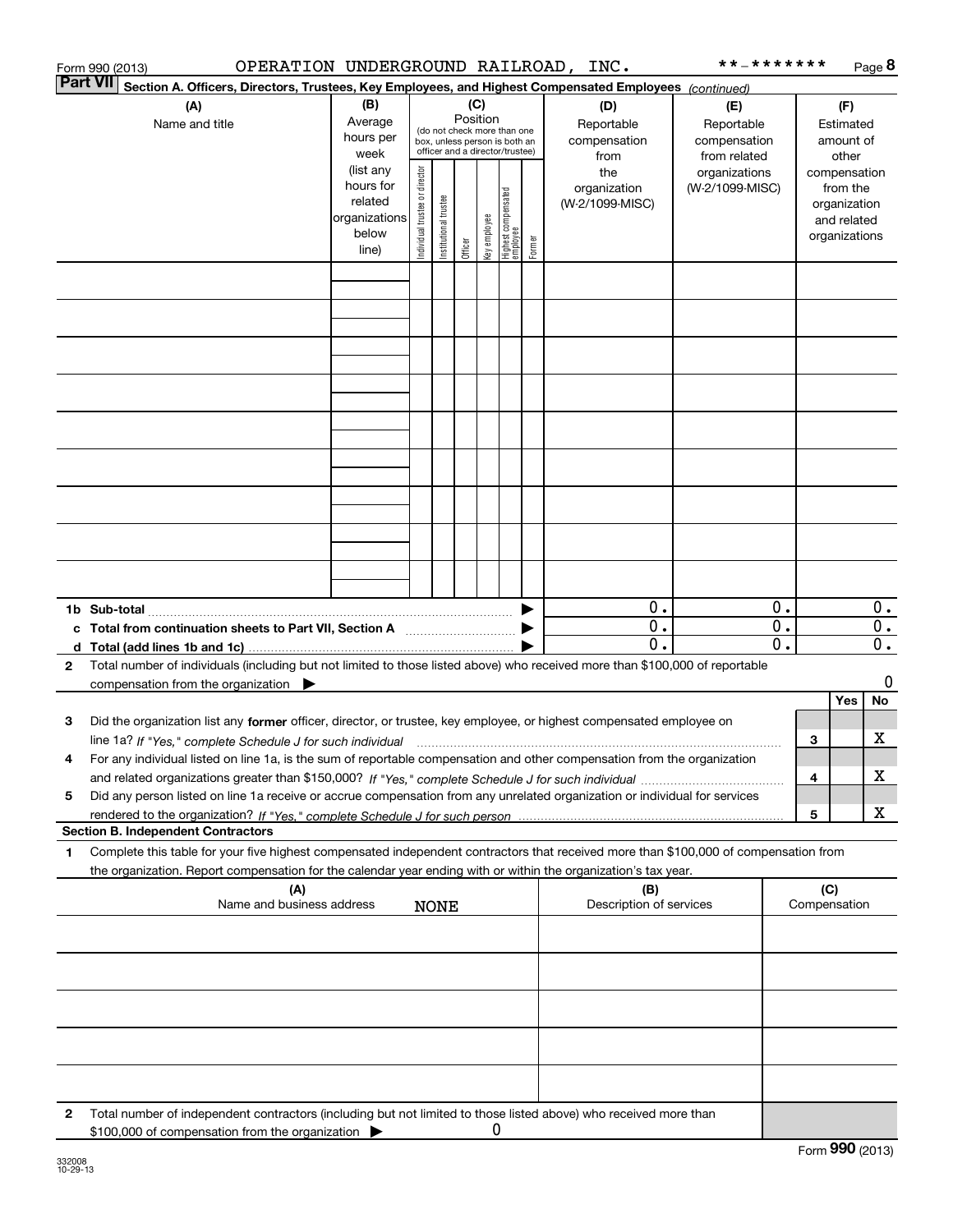Form 990 (2013) OPERATION UNDERGROUND RAILROAD, INC. **-******* Page 8

**Part VII Section A. Officers, Directors, Trustees, Key Employees, and Highest Compensated Employees** *(continued)*

| (A) Name and title | (B) Average hours per week (list any hours for related organizations below line) | (C) Position (do not check more than one box, unless person is both an officer and a director/trustee) Individual trustee or director | Institutional trustee | Officer | Key employee | Highest compensated employee | Former | (D) Reportable compensation from the organization (W-2/1099-MISC) | (E) Reportable compensation from related organizations (W-2/1099-MISC) | (F) Estimated amount of other compensation from the organization and related organizations |
|---|---|---|---|---|---|---|---|---|---|---|
| | | | | | | | | | | |
| | | | | | | | | | | |
| | | | | | | | | | | |
| | | | | | | | | | | |
| | | | | | | | | | | |
| | | | | | | | | | | |
| | | | | | | | | | | |
| | | | | | | | | | | |
| | | | | | | | | | | |

| | (D) | (E) | (F) |
|---|---|---|---|
| **1b Sub-total** | 0. | 0. | 0. |
| **c Total from continuation sheets to Part VII, Section A** | 0. | 0. | 0. |
| **d Total (add lines 1b and 1c)** | 0. | 0. | 0. |

**2** Total number of individuals (including but not limited to those listed above) who received more than $100,000 of reportable compensation from the organization ▶ 0

| | | Yes | No |
|---|---|---|---|
| **3** Did the organization list any **former** officer, director, or trustee, key employee, or highest compensated employee on line 1a? *If "Yes," complete Schedule J for such individual* | 3 | | X |
| **4** For any individual listed on line 1a, is the sum of reportable compensation and other compensation from the organization and related organizations greater than $150,000? *If "Yes," complete Schedule J for such individual* | 4 | | X |
| **5** Did any person listed on line 1a receive or accrue compensation from any unrelated organization or individual for services rendered to the organization? *If "Yes," complete Schedule J for such person* | 5 | | X |

**Section B. Independent Contractors**

**1** Complete this table for your five highest compensated independent contractors that received more than $100,000 of compensation from the organization. Report compensation for the calendar year ending with or within the organization's tax year.

| (A) Name and business address NONE | (B) Description of services | (C) Compensation |
|---|---|---|
| | | |
| | | |
| | | |
| | | |
| | | |

**2** Total number of independent contractors (including but not limited to those listed above) who received more than $100,000 of compensation from the organization ▶ 0

Form **990** (2013)

332008 10-29-13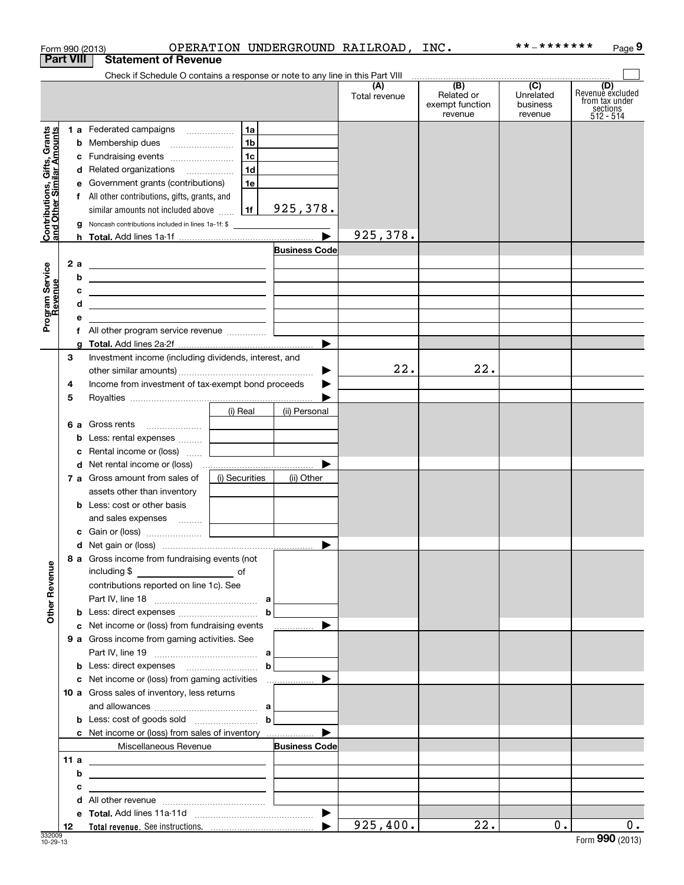Form 990 (2013) OPERATION UNDERGROUND RAILROAD, INC. **-******* Page 9

## Part VIII Statement of Revenue

Check if Schedule O contains a response or note to any line in this Part VIII

| | | | | (A) Total revenue | (B) Related or exempt function revenue | (C) Unrelated business revenue | (D) Revenue excluded from tax under sections 512 - 514 |
|---|---|---|---|---|---|---|---|
| **Contributions, Gifts, Grants and Other Similar Amounts** | 1 a Federated campaigns | 1a | | | | | |
| | b Membership dues | 1b | | | | | |
| | c Fundraising events | 1c | | | | | |
| | d Related organizations | 1d | | | | | |
| | e Government grants (contributions) | 1e | | | | | |
| | f All other contributions, gifts, grants, and similar amounts not included above | 1f | 925,378. | | | | |
| | g Noncash contributions included in lines 1a-1f: $ | | | | | | |
| | h **Total.** Add lines 1a-1f | | ▶ | 925,378. | | | |
| **Program Service Revenue** | | | Business Code | | | | |
| | 2 a | | | | | | |
| | b | | | | | | |
| | c | | | | | | |
| | d | | | | | | |
| | e | | | | | | |
| | f All other program service revenue | | | | | | |
| | g **Total.** Add lines 2a-2f | | ▶ | | | | |
| **Other Revenue** | 3 Investment income (including dividends, interest, and other similar amounts) | | ▶ | 22. | 22. | | |
| | 4 Income from investment of tax-exempt bond proceeds | | ▶ | | | | |
| | 5 Royalties | | ▶ | | | | |
| | | (i) Real | (ii) Personal | | | | |
| | 6 a Gross rents | | | | | | |
| | b Less: rental expenses | | | | | | |
| | c Rental income or (loss) | | | | | | |
| | d Net rental income or (loss) | | ▶ | | | | |
| | 7 a Gross amount from sales of assets other than inventory | (i) Securities | (ii) Other | | | | |
| | b Less: cost or other basis and sales expenses | | | | | | |
| | c Gain or (loss) | | | | | | |
| | d Net gain or (loss) | | ▶ | | | | |
| | 8 a Gross income from fundraising events (not including $ of contributions reported on line 1c). See Part IV, line 18 | a | | | | | |
| | b Less: direct expenses | b | | | | | |
| | c Net income or (loss) from fundraising events | | ▶ | | | | |
| | 9 a Gross income from gaming activities. See Part IV, line 19 | a | | | | | |
| | b Less: direct expenses | b | | | | | |
| | c Net income or (loss) from gaming activities | | ▶ | | | | |
| | 10 a Gross sales of inventory, less returns and allowances | a | | | | | |
| | b Less: cost of goods sold | b | | | | | |
| | c Net income or (loss) from sales of inventory | | ▶ | | | | |
| | Miscellaneous Revenue | | Business Code | | | | |
| | 11 a | | | | | | |
| | b | | | | | | |
| | c | | | | | | |
| | d All other revenue | | | | | | |
| | e **Total.** Add lines 11a-11d | | ▶ | | | | |
| | 12 **Total revenue.** See instructions. | | ▶ | 925,400. | 22. | 0. | 0. |

332009 10-29-13

Form **990** (2013)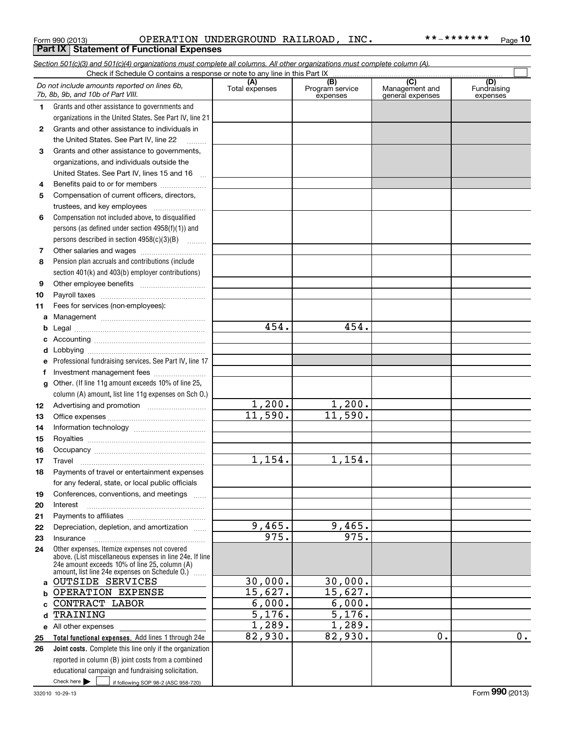Form 990 (2013) OPERATION UNDERGROUND RAILROAD, INC. **-*******

## Part IX Statement of Functional Expenses

*Section 501(c)(3) and 501(c)(4) organizations must complete all columns. All other organizations must complete column (A).*

Check if Schedule O contains a response or note to any line in this Part IX

| | *Do not include amounts reported on lines 6b, 7b, 8b, 9b, and 10b of Part VIII.* | (A) Total expenses | (B) Program service expenses | (C) Management and general expenses | (D) Fundraising expenses |
|---|---|---|---|---|---|
| 1 | Grants and other assistance to governments and organizations in the United States. See Part IV, line 21 | | | | |
| 2 | Grants and other assistance to individuals in the United States. See Part IV, line 22 | | | | |
| 3 | Grants and other assistance to governments, organizations, and individuals outside the United States. See Part IV, lines 15 and 16 | | | | |
| 4 | Benefits paid to or for members | | | | |
| 5 | Compensation of current officers, directors, trustees, and key employees | | | | |
| 6 | Compensation not included above, to disqualified persons (as defined under section 4958(f)(1)) and persons described in section 4958(c)(3)(B) | | | | |
| 7 | Other salaries and wages | | | | |
| 8 | Pension plan accruals and contributions (include section 401(k) and 403(b) employer contributions) | | | | |
| 9 | Other employee benefits | | | | |
| 10 | Payroll taxes | | | | |
| 11 | Fees for services (non-employees): | | | | |
| a | Management | | | | |
| b | Legal | 454. | 454. | | |
| c | Accounting | | | | |
| d | Lobbying | | | | |
| e | Professional fundraising services. See Part IV, line 17 | | | | |
| f | Investment management fees | | | | |
| g | Other. (If line 11g amount exceeds 10% of line 25, column (A) amount, list line 11g expenses on Sch O.) | | | | |
| 12 | Advertising and promotion | 1,200. | 1,200. | | |
| 13 | Office expenses | 11,590. | 11,590. | | |
| 14 | Information technology | | | | |
| 15 | Royalties | | | | |
| 16 | Occupancy | | | | |
| 17 | Travel | 1,154. | 1,154. | | |
| 18 | Payments of travel or entertainment expenses for any federal, state, or local public officials | | | | |
| 19 | Conferences, conventions, and meetings | | | | |
| 20 | Interest | | | | |
| 21 | Payments to affiliates | | | | |
| 22 | Depreciation, depletion, and amortization | 9,465. | 9,465. | | |
| 23 | Insurance | 975. | 975. | | |
| 24 | Other expenses. Itemize expenses not covered above. (List miscellaneous expenses in line 24e. If line 24e amount exceeds 10% of line 25, column (A) amount, list line 24e expenses on Schedule O.) | | | | |
| a | OUTSIDE SERVICES | 30,000. | 30,000. | | |
| b | OPERATION EXPENSE | 15,627. | 15,627. | | |
| c | CONTRACT LABOR | 6,000. | 6,000. | | |
| d | TRAINING | 5,176. | 5,176. | | |
| e | All other expenses | 1,289. | 1,289. | | |
| 25 | **Total functional expenses.** Add lines 1 through 24e | 82,930. | 82,930. | 0. | 0. |
| 26 | **Joint costs.** Complete this line only if the organization reported in column (B) joint costs from a combined educational campaign and fundraising solicitation. Check here ☐ if following SOP 98-2 (ASC 958-720) | | | | |

332010 10-29-13 Form 990 (2013)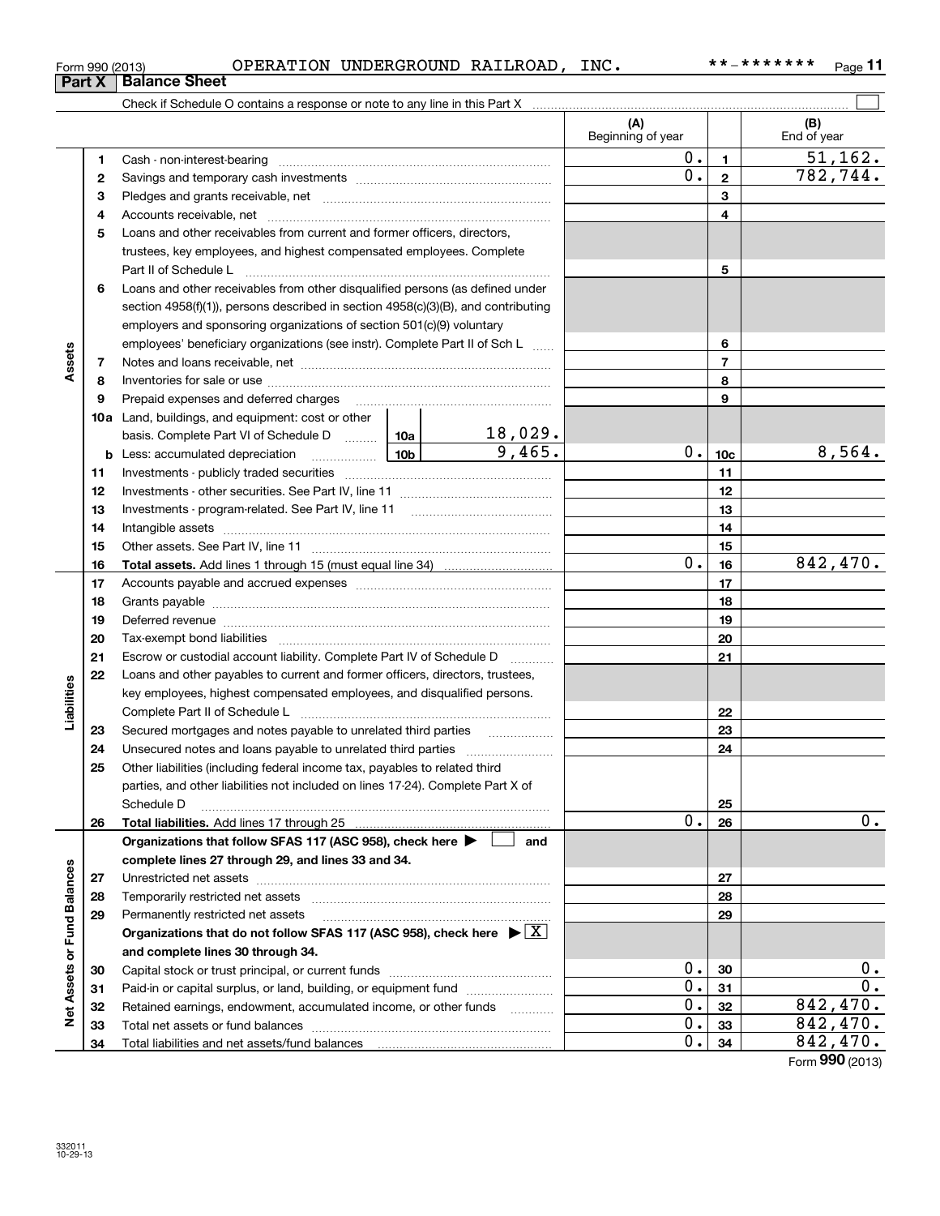Form 990 (2013) OPERATION UNDERGROUND RAILROAD, INC. **-******* 

## Part X Balance Sheet

Check if Schedule O contains a response or note to any line in this Part X ☐

| | | | | (A) Beginning of year | | (B) End of year |
|---|---|---|---|---|---|---|
| Assets | 1 | Cash - non-interest-bearing | | 0. | 1 | 51,162. |
| | 2 | Savings and temporary cash investments | | 0. | 2 | 782,744. |
| | 3 | Pledges and grants receivable, net | | | 3 | |
| | 4 | Accounts receivable, net | | | 4 | |
| | 5 | Loans and other receivables from current and former officers, directors, trustees, key employees, and highest compensated employees. Complete Part II of Schedule L | | | 5 | |
| | 6 | Loans and other receivables from other disqualified persons (as defined under section 4958(f)(1)), persons described in section 4958(c)(3)(B), and contributing employers and sponsoring organizations of section 501(c)(9) voluntary employees' beneficiary organizations (see instr). Complete Part II of Sch L | | | 6 | |
| | 7 | Notes and loans receivable, net | | | 7 | |
| | 8 | Inventories for sale or use | | | 8 | |
| | 9 | Prepaid expenses and deferred charges | | | 9 | |
| | 10a | Land, buildings, and equipment: cost or other basis. Complete Part VI of Schedule D | 10a 18,029. | | | |
| | b | Less: accumulated depreciation | 10b 9,465. | 0. | 10c | 8,564. |
| | 11 | Investments - publicly traded securities | | | 11 | |
| | 12 | Investments - other securities. See Part IV, line 11 | | | 12 | |
| | 13 | Investments - program-related. See Part IV, line 11 | | | 13 | |
| | 14 | Intangible assets | | | 14 | |
| | 15 | Other assets. See Part IV, line 11 | | | 15 | |
| | 16 | **Total assets.** Add lines 1 through 15 (must equal line 34) | | 0. | 16 | 842,470. |
| Liabilities | 17 | Accounts payable and accrued expenses | | | 17 | |
| | 18 | Grants payable | | | 18 | |
| | 19 | Deferred revenue | | | 19 | |
| | 20 | Tax-exempt bond liabilities | | | 20 | |
| | 21 | Escrow or custodial account liability. Complete Part IV of Schedule D | | | 21 | |
| | 22 | Loans and other payables to current and former officers, directors, trustees, key employees, highest compensated employees, and disqualified persons. Complete Part II of Schedule L | | | 22 | |
| | 23 | Secured mortgages and notes payable to unrelated third parties | | | 23 | |
| | 24 | Unsecured notes and loans payable to unrelated third parties | | | 24 | |
| | 25 | Other liabilities (including federal income tax, payables to related third parties, and other liabilities not included on lines 17-24). Complete Part X of Schedule D | | | 25 | |
| | 26 | **Total liabilities.** Add lines 17 through 25 | | 0. | 26 | 0. |
| Net Assets or Fund Balances | | **Organizations that follow SFAS 117 (ASC 958), check here ▶ ☐ and complete lines 27 through 29, and lines 33 and 34.** | | | | |
| | 27 | Unrestricted net assets | | | 27 | |
| | 28 | Temporarily restricted net assets | | | 28 | |
| | 29 | Permanently restricted net assets | | | 29 | |
| | | **Organizations that do not follow SFAS 117 (ASC 958), check here ▶ ☒ and complete lines 30 through 34.** | | | | |
| | 30 | Capital stock or trust principal, or current funds | | 0. | 30 | 0. |
| | 31 | Paid-in or capital surplus, or land, building, or equipment fund | | 0. | 31 | 0. |
| | 32 | Retained earnings, endowment, accumulated income, or other funds | | 0. | 32 | 842,470. |
| | 33 | Total net assets or fund balances | | 0. | 33 | 842,470. |
| | 34 | Total liabilities and net assets/fund balances | | 0. | 34 | 842,470. |

Form **990** (2013)

332011 10-29-13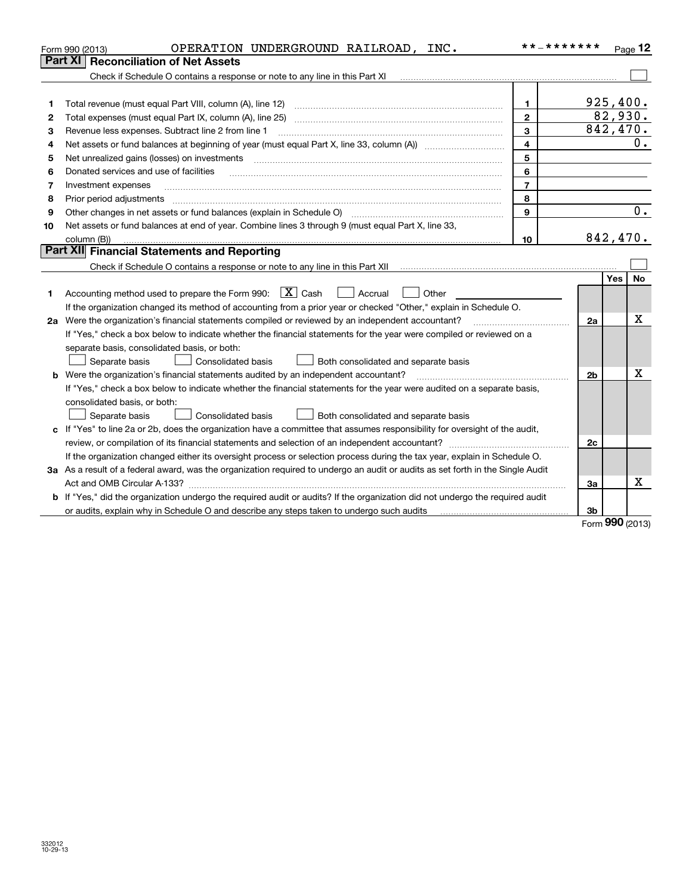Form 990 (2013) OPERATION UNDERGROUND RAILROAD, INC. **-******* Page 12

## Part XI Reconciliation of Net Assets

Check if Schedule O contains a response or note to any line in this Part XI ☐

| | | | |
|---|---|---|---|
| 1 | Total revenue (must equal Part VIII, column (A), line 12) | 1 | 925,400. |
| 2 | Total expenses (must equal Part IX, column (A), line 25) | 2 | 82,930. |
| 3 | Revenue less expenses. Subtract line 2 from line 1 | 3 | 842,470. |
| 4 | Net assets or fund balances at beginning of year (must equal Part X, line 33, column (A)) | 4 | 0. |
| 5 | Net unrealized gains (losses) on investments | 5 | |
| 6 | Donated services and use of facilities | 6 | |
| 7 | Investment expenses | 7 | |
| 8 | Prior period adjustments | 8 | |
| 9 | Other changes in net assets or fund balances (explain in Schedule O) | 9 | 0. |
| 10 | Net assets or fund balances at end of year. Combine lines 3 through 9 (must equal Part X, line 33, column (B)) | 10 | 842,470. |

## Part XII Financial Statements and Reporting

Check if Schedule O contains a response or note to any line in this Part XII ☐

| | | | Yes | No |
|---|---|---|---|---|
| 1 | Accounting method used to prepare the Form 990: ☒ Cash ☐ Accrual ☐ Other<br>If the organization changed its method of accounting from a prior year or checked "Other," explain in Schedule O. | | | |
| 2a | Were the organization's financial statements compiled or reviewed by an independent accountant?<br>If "Yes," check a box below to indicate whether the financial statements for the year were compiled or reviewed on a separate basis, consolidated basis, or both:<br>☐ Separate basis ☐ Consolidated basis ☐ Both consolidated and separate basis | 2a | | X |
| b | Were the organization's financial statements audited by an independent accountant?<br>If "Yes," check a box below to indicate whether the financial statements for the year were audited on a separate basis, consolidated basis, or both:<br>☐ Separate basis ☐ Consolidated basis ☐ Both consolidated and separate basis | 2b | | X |
| c | If "Yes" to line 2a or 2b, does the organization have a committee that assumes responsibility for oversight of the audit, review, or compilation of its financial statements and selection of an independent accountant?<br>If the organization changed either its oversight process or selection process during the tax year, explain in Schedule O. | 2c | | |
| 3a | As a result of a federal award, was the organization required to undergo an audit or audits as set forth in the Single Audit Act and OMB Circular A-133? | 3a | | X |
| b | If "Yes," did the organization undergo the required audit or audits? If the organization did not undergo the required audit or audits, explain why in Schedule O and describe any steps taken to undergo such audits | 3b | | |

Form 990 (2013)

332012 10-29-13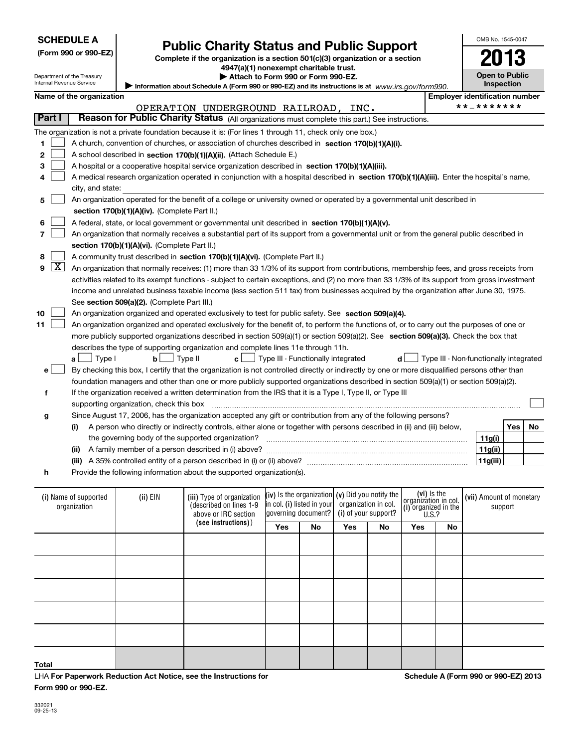**SCHEDULE A**
**(Form 990 or 990-EZ)**

Department of the Treasury
Internal Revenue Service

# Public Charity Status and Public Support

**Complete if the organization is a section 501(c)(3) organization or a section 4947(a)(1) nonexempt charitable trust.**
**▶ Attach to Form 990 or Form 990-EZ.**
**▶ Information about Schedule A (Form 990 or 990-EZ) and its instructions is at** *www.irs.gov/form990.*

OMB No. 1545-0047
**2013**
**Open to Public Inspection**

**Name of the organization:** OPERATION UNDERGROUND RAILROAD, INC.
**Employer identification number:** **-*******

## Part I  Reason for Public Charity Status (All organizations must complete this part.) See instructions.

The organization is not a private foundation because it is: (For lines 1 through 11, check only one box.)

1. ☐ A church, convention of churches, or association of churches described in **section 170(b)(1)(A)(i).**
2. ☐ A school described in **section 170(b)(1)(A)(ii).** (Attach Schedule E.)
3. ☐ A hospital or a cooperative hospital service organization described in **section 170(b)(1)(A)(iii).**
4. ☐ A medical research organization operated in conjunction with a hospital described in **section 170(b)(1)(A)(iii).** Enter the hospital's name, city, and state:
5. ☐ An organization operated for the benefit of a college or university owned or operated by a governmental unit described in **section 170(b)(1)(A)(iv).** (Complete Part II.)
6. ☐ A federal, state, or local government or governmental unit described in **section 170(b)(1)(A)(v).**
7. ☐ An organization that normally receives a substantial part of its support from a governmental unit or from the general public described in **section 170(b)(1)(A)(vi).** (Complete Part II.)
8. ☐ A community trust described in **section 170(b)(1)(A)(vi).** (Complete Part II.)
9. ☒ An organization that normally receives: (1) more than 33 1/3% of its support from contributions, membership fees, and gross receipts from activities related to its exempt functions - subject to certain exceptions, and (2) no more than 33 1/3% of its support from gross investment income and unrelated business taxable income (less section 511 tax) from businesses acquired by the organization after June 30, 1975. See **section 509(a)(2).** (Complete Part III.)
10. ☐ An organization organized and operated exclusively to test for public safety. See **section 509(a)(4).**
11. ☐ An organization organized and operated exclusively for the benefit of, to perform the functions of, or to carry out the purposes of one or more publicly supported organizations described in section 509(a)(1) or section 509(a)(2). See **section 509(a)(3).** Check the box that describes the type of supporting organization and complete lines 11e through 11h.
   **a** ☐ Type I  **b** ☐ Type II  **c** ☐ Type III - Functionally integrated  **d** ☐ Type III - Non-functionally integrated
   **e** ☐ By checking this box, I certify that the organization is not controlled directly or indirectly by one or more disqualified persons other than foundation managers and other than one or more publicly supported organizations described in section 509(a)(1) or section 509(a)(2).
   **f** If the organization received a written determination from the IRS that it is a Type I, Type II, or Type III supporting organization, check this box ☐
   **g** Since August 17, 2006, has the organization accepted any gift or contribution from any of the following persons?

| | | Yes | No |
|---|---|---|---|
| (i) A person who directly or indirectly controls, either alone or together with persons described in (ii) and (iii) below, the governing body of the supported organization? | 11g(i) | | |
| (ii) A family member of a person described in (i) above? | 11g(ii) | | |
| (iii) A 35% controlled entity of a person described in (i) or (ii) above? | 11g(iii) | | |

   **h** Provide the following information about the supported organization(s).

| (i) Name of supported organization | (ii) EIN | (iii) Type of organization (described on lines 1-9 above or IRC section (see instructions)) | (iv) Is the organization in col. (i) listed in your governing document? | | (v) Did you notify the organization in col. (i) of your support? | | (vi) Is the organization in col. (i) organized in the U.S.? | | (vii) Amount of monetary support |
|---|---|---|---|---|---|---|---|---|---|
| | | | Yes | No | Yes | No | Yes | No | |
| | | | | | | | | | |
| | | | | | | | | | |
| | | | | | | | | | |
| | | | | | | | | | |
| | | | | | | | | | |
| **Total** | | | | | | | | | |

LHA **For Paperwork Reduction Act Notice, see the Instructions for Form 990 or 990-EZ.**
**Schedule A (Form 990 or 990-EZ) 2013**

332021
09-25-13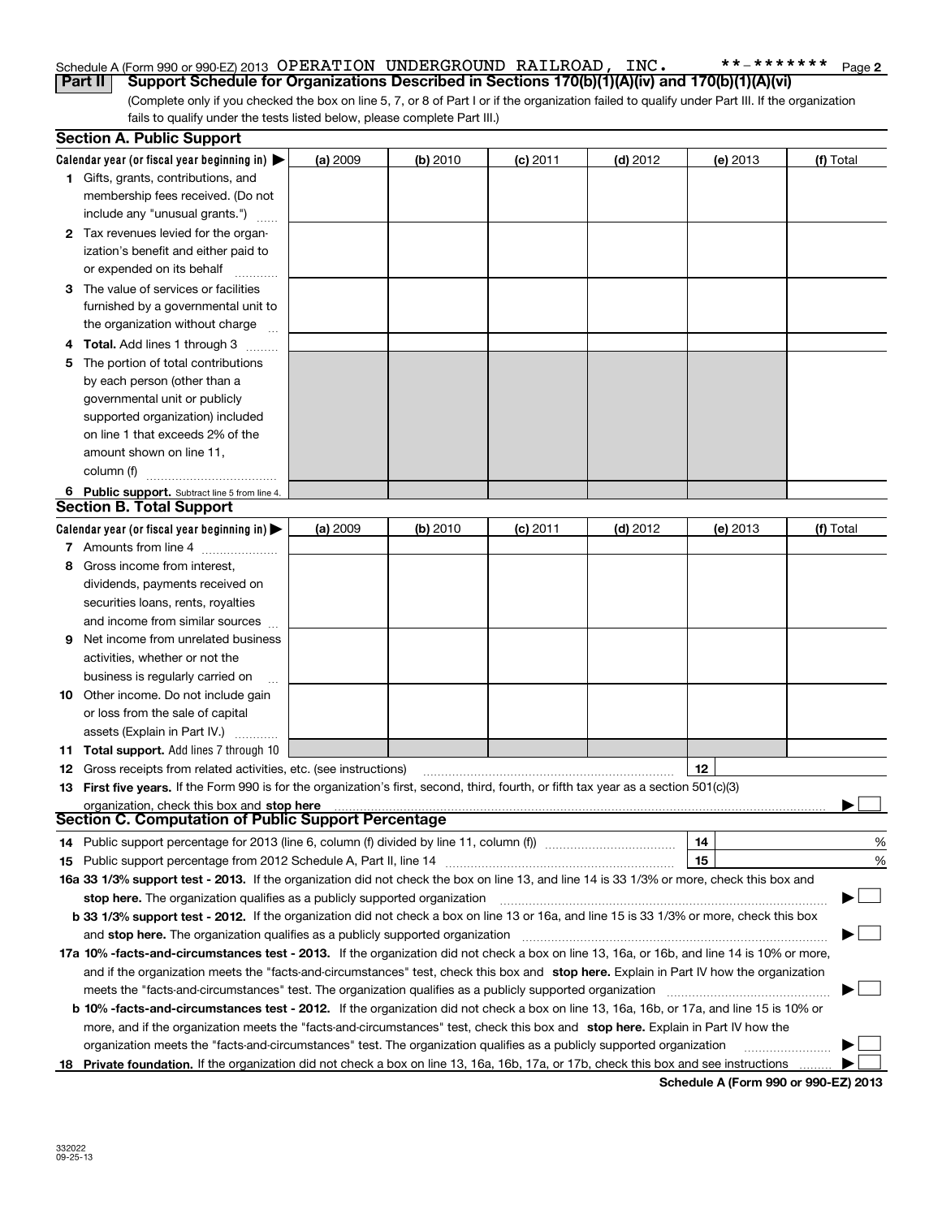Schedule A (Form 990 or 990-EZ) 2013 OPERATION UNDERGROUND RAILROAD, INC. **-******* Page 2

**Part II** **Support Schedule for Organizations Described in Sections 170(b)(1)(A)(iv) and 170(b)(1)(A)(vi)**

(Complete only if you checked the box on line 5, 7, or 8 of Part I or if the organization failed to qualify under Part III. If the organization fails to qualify under the tests listed below, please complete Part III.)

### Section A. Public Support

| Calendar year (or fiscal year beginning in) ▶ | (a) 2009 | (b) 2010 | (c) 2011 | (d) 2012 | (e) 2013 | (f) Total |
|---|---|---|---|---|---|---|
| **1** Gifts, grants, contributions, and membership fees received. (Do not include any "unusual grants.") | | | | | | |
| **2** Tax revenues levied for the organization's benefit and either paid to or expended on its behalf | | | | | | |
| **3** The value of services or facilities furnished by a governmental unit to the organization without charge | | | | | | |
| **4** **Total.** Add lines 1 through 3 | | | | | | |
| **5** The portion of total contributions by each person (other than a governmental unit or publicly supported organization) included on line 1 that exceeds 2% of the amount shown on line 11, column (f) | | | | | | |
| **6** **Public support.** Subtract line 5 from line 4. | | | | | | |

### Section B. Total Support

| Calendar year (or fiscal year beginning in) ▶ | (a) 2009 | (b) 2010 | (c) 2011 | (d) 2012 | (e) 2013 | (f) Total |
|---|---|---|---|---|---|---|
| **7** Amounts from line 4 | | | | | | |
| **8** Gross income from interest, dividends, payments received on securities loans, rents, royalties and income from similar sources | | | | | | |
| **9** Net income from unrelated business activities, whether or not the business is regularly carried on | | | | | | |
| **10** Other income. Do not include gain or loss from the sale of capital assets (Explain in Part IV.) | | | | | | |
| **11** **Total support.** Add lines 7 through 10 | | | | | | |

**12** Gross receipts from related activities, etc. (see instructions) | **12** |

**13** **First five years.** If the Form 990 is for the organization's first, second, third, fourth, or fifth tax year as a section 501(c)(3) organization, check this box and **stop here** ▶ ☐

### Section C. Computation of Public Support Percentage

**14** Public support percentage for 2013 (line 6, column (f) divided by line 11, column (f)) | **14** | %

**15** Public support percentage from 2012 Schedule A, Part II, line 14 | **15** | %

**16a 33 1/3% support test - 2013.** If the organization did not check the box on line 13, and line 14 is 33 1/3% or more, check this box and **stop here.** The organization qualifies as a publicly supported organization ▶ ☐

**b 33 1/3% support test - 2012.** If the organization did not check a box on line 13 or 16a, and line 15 is 33 1/3% or more, check this box and **stop here.** The organization qualifies as a publicly supported organization ▶ ☐

**17a 10% -facts-and-circumstances test - 2013.** If the organization did not check a box on line 13, 16a, or 16b, and line 14 is 10% or more, and if the organization meets the "facts-and-circumstances" test, check this box and **stop here.** Explain in Part IV how the organization meets the "facts-and-circumstances" test. The organization qualifies as a publicly supported organization ▶ ☐

**b 10% -facts-and-circumstances test - 2012.** If the organization did not check a box on line 13, 16a, 16b, or 17a, and line 15 is 10% or more, and if the organization meets the "facts-and-circumstances" test, check this box and **stop here.** Explain in Part IV how the organization meets the "facts-and-circumstances" test. The organization qualifies as a publicly supported organization ▶ ☐

**18** **Private foundation.** If the organization did not check a box on line 13, 16a, 16b, 17a, or 17b, check this box and see instructions ▶ ☐

**Schedule A (Form 990 or 990-EZ) 2013**

332022
09-25-13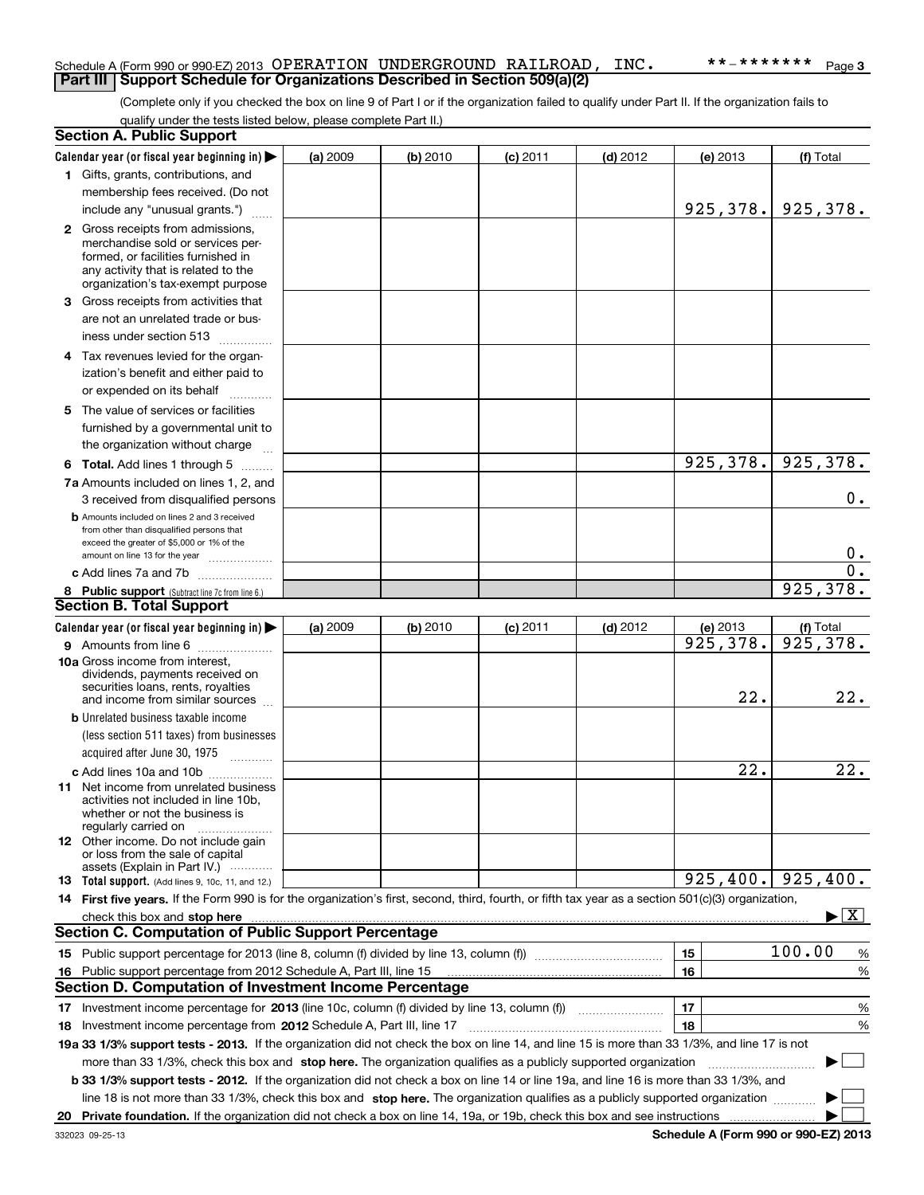Schedule A (Form 990 or 990-EZ) 2013 OPERATION UNDERGROUND RAILROAD, INC. **-******* Page 3

## Part III Support Schedule for Organizations Described in Section 509(a)(2)

(Complete only if you checked the box on line 9 of Part I or if the organization failed to qualify under Part II. If the organization fails to qualify under the tests listed below, please complete Part II.)

### Section A. Public Support

| Calendar year (or fiscal year beginning in) ▶ | (a) 2009 | (b) 2010 | (c) 2011 | (d) 2012 | (e) 2013 | (f) Total |
|---|---|---|---|---|---|---|
| 1 Gifts, grants, contributions, and membership fees received. (Do not include any "unusual grants.") | | | | | 925,378. | 925,378. |
| 2 Gross receipts from admissions, merchandise sold or services performed, or facilities furnished in any activity that is related to the organization's tax-exempt purpose | | | | | | |
| 3 Gross receipts from activities that are not an unrelated trade or business under section 513 | | | | | | |
| 4 Tax revenues levied for the organization's benefit and either paid to or expended on its behalf | | | | | | |
| 5 The value of services or facilities furnished by a governmental unit to the organization without charge | | | | | | |
| 6 **Total.** Add lines 1 through 5 | | | | | 925,378. | 925,378. |
| 7a Amounts included on lines 1, 2, and 3 received from disqualified persons | | | | | | 0. |
| b Amounts included on lines 2 and 3 received from other than disqualified persons that exceed the greater of $5,000 or 1% of the amount on line 13 for the year | | | | | | 0. |
| c Add lines 7a and 7b | | | | | | 0. |
| 8 **Public support** (Subtract line 7c from line 6.) | | | | | | 925,378. |

### Section B. Total Support

| Calendar year (or fiscal year beginning in) ▶ | (a) 2009 | (b) 2010 | (c) 2011 | (d) 2012 | (e) 2013 | (f) Total |
|---|---|---|---|---|---|---|
| 9 Amounts from line 6 | | | | | 925,378. | 925,378. |
| 10a Gross income from interest, dividends, payments received on securities loans, rents, royalties and income from similar sources | | | | | 22. | 22. |
| b Unrelated business taxable income (less section 511 taxes) from businesses acquired after June 30, 1975 | | | | | | |
| c Add lines 10a and 10b | | | | | 22. | 22. |
| 11 Net income from unrelated business activities not included in line 10b, whether or not the business is regularly carried on | | | | | | |
| 12 Other income. Do not include gain or loss from the sale of capital assets (Explain in Part IV.) | | | | | | |
| 13 **Total support.** (Add lines 9, 10c, 11, and 12.) | | | | | 925,400. | 925,400. |

14 **First five years.** If the Form 990 is for the organization's first, second, third, fourth, or fifth tax year as a section 501(c)(3) organization, check this box and **stop here** ▶ [X]

### Section C. Computation of Public Support Percentage

| | | |
|---|---|---|
| 15 Public support percentage for 2013 (line 8, column (f) divided by line 13, column (f)) | 15 | 100.00 % |
| 16 Public support percentage from 2012 Schedule A, Part III, line 15 | 16 | % |

### Section D. Computation of Investment Income Percentage

| | | |
|---|---|---|
| 17 Investment income percentage for **2013** (line 10c, column (f) divided by line 13, column (f)) | 17 | % |
| 18 Investment income percentage from **2012** Schedule A, Part III, line 17 | 18 | % |

**19a 33 1/3% support tests - 2013.** If the organization did not check the box on line 14, and line 15 is more than 33 1/3%, and line 17 is not more than 33 1/3%, check this box and **stop here.** The organization qualifies as a publicly supported organization ▶ [ ]

**b 33 1/3% support tests - 2012.** If the organization did not check a box on line 14 or line 19a, and line 16 is more than 33 1/3%, and line 18 is not more than 33 1/3%, check this box and **stop here.** The organization qualifies as a publicly supported organization ▶ [ ]

**20 Private foundation.** If the organization did not check a box on line 14, 19a, or 19b, check this box and see instructions ▶ [ ]

332023 09-25-13 **Schedule A (Form 990 or 990-EZ) 2013**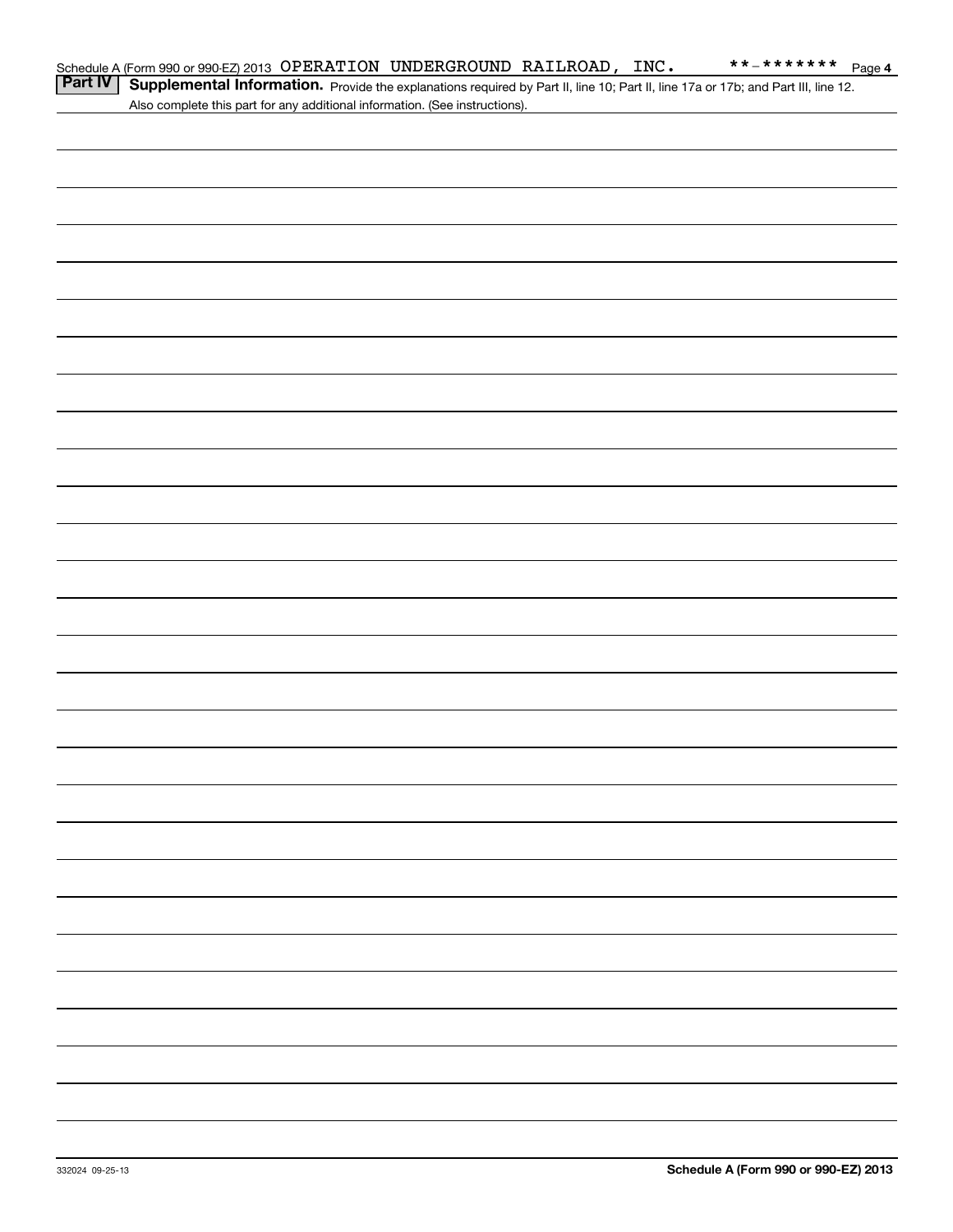Schedule A (Form 990 or 990-EZ) 2013 OPERATION UNDERGROUND RAILROAD, INC. **-******* Page 4

**Part IV** **Supplemental Information.** Provide the explanations required by Part II, line 10; Part II, line 17a or 17b; and Part III, line 12. Also complete this part for any additional information. (See instructions).

332024 09-25-13

**Schedule A (Form 990 or 990-EZ) 2013**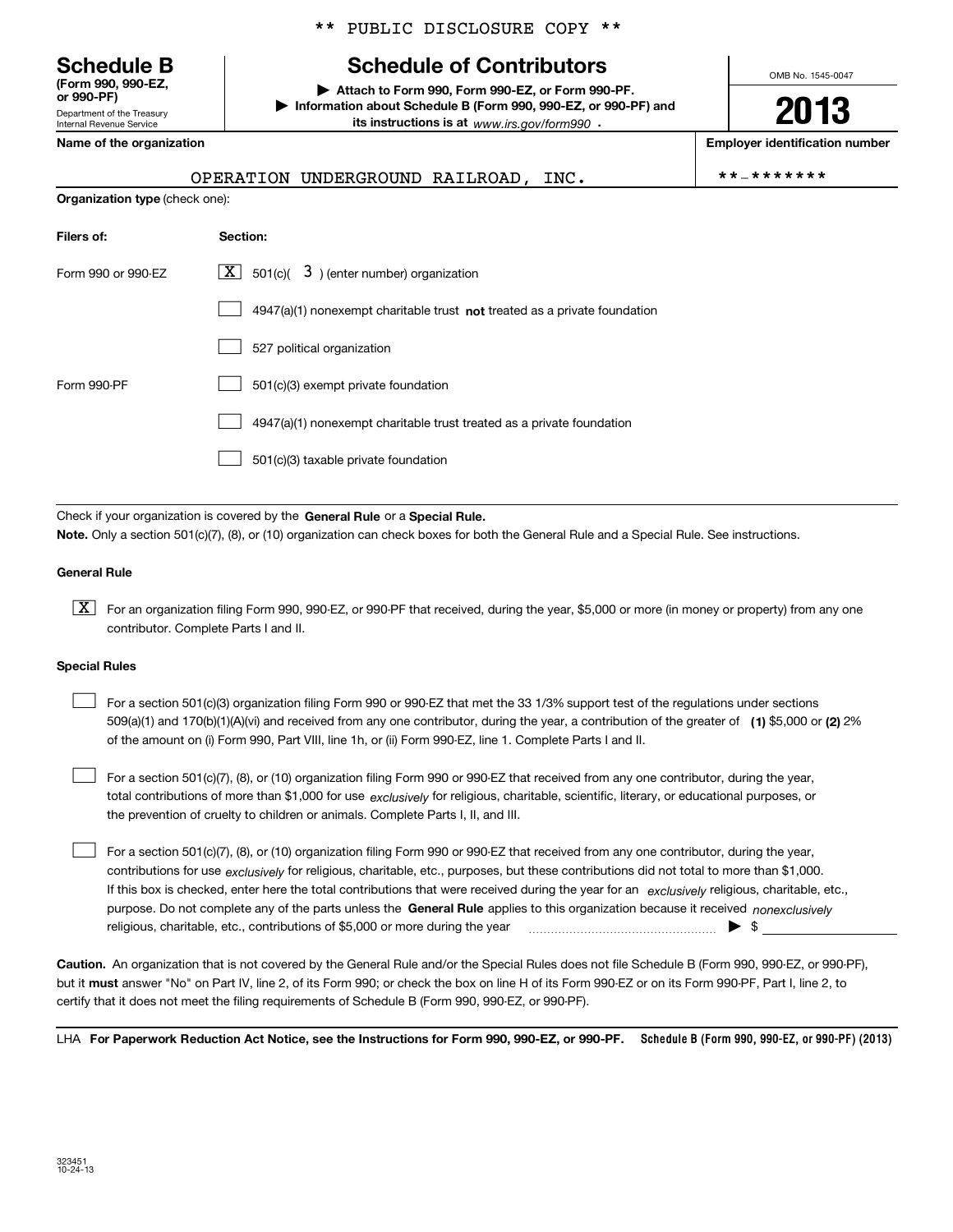** PUBLIC DISCLOSURE COPY **

# Schedule B

**(Form 990, 990-EZ, or 990-PF)**

Department of the Treasury
Internal Revenue Service

## Schedule of Contributors

▶ **Attach to Form 990, Form 990-EZ, or Form 990-PF.**
▶ **Information about Schedule B (Form 990, 990-EZ, or 990-PF) and its instructions is at** *www.irs.gov/form990* .

OMB No. 1545-0047

**2013**

**Name of the organization**

OPERATION UNDERGROUND RAILROAD, INC.

**Employer identification number**

**-*******

**Organization type** (check one):

| **Filers of:** | **Section:** |
| --- | --- |
| Form 990 or 990-EZ | [X] 501(c)( 3 ) (enter number) organization |
| | [ ] 4947(a)(1) nonexempt charitable trust **not** treated as a private foundation |
| | [ ] 527 political organization |
| Form 990-PF | [ ] 501(c)(3) exempt private foundation |
| | [ ] 4947(a)(1) nonexempt charitable trust treated as a private foundation |
| | [ ] 501(c)(3) taxable private foundation |

Check if your organization is covered by the **General Rule** or a **Special Rule.**

**Note.** Only a section 501(c)(7), (8), or (10) organization can check boxes for both the General Rule and a Special Rule. See instructions.

**General Rule**

[X] For an organization filing Form 990, 990-EZ, or 990-PF that received, during the year, $5,000 or more (in money or property) from any one contributor. Complete Parts I and II.

**Special Rules**

[ ] For a section 501(c)(3) organization filing Form 990 or 990-EZ that met the 33 1/3% support test of the regulations under sections 509(a)(1) and 170(b)(1)(A)(vi) and received from any one contributor, during the year, a contribution of the greater of **(1)** $5,000 or **(2)** 2% of the amount on (i) Form 990, Part VIII, line 1h, or (ii) Form 990-EZ, line 1. Complete Parts I and II.

[ ] For a section 501(c)(7), (8), or (10) organization filing Form 990 or 990-EZ that received from any one contributor, during the year, total contributions of more than $1,000 for use *exclusively* for religious, charitable, scientific, literary, or educational purposes, or the prevention of cruelty to children or animals. Complete Parts I, II, and III.

[ ] For a section 501(c)(7), (8), or (10) organization filing Form 990 or 990-EZ that received from any one contributor, during the year, contributions for use *exclusively* for religious, charitable, etc., purposes, but these contributions did not total to more than $1,000. If this box is checked, enter here the total contributions that were received during the year for an *exclusively* religious, charitable, etc., purpose. Do not complete any of the parts unless the **General Rule** applies to this organization because it received *nonexclusively* religious, charitable, etc., contributions of $5,000 or more during the year ▶ $

**Caution.** An organization that is not covered by the General Rule and/or the Special Rules does not file Schedule B (Form 990, 990-EZ, or 990-PF), but it **must** answer "No" on Part IV, line 2, of its Form 990; or check the box on line H of its Form 990-EZ or on its Form 990-PF, Part I, line 2, to certify that it does not meet the filing requirements of Schedule B (Form 990, 990-EZ, or 990-PF).

LHA **For Paperwork Reduction Act Notice, see the Instructions for Form 990, 990-EZ, or 990-PF.** **Schedule B (Form 990, 990-EZ, or 990-PF) (2013)**

323451
10-24-13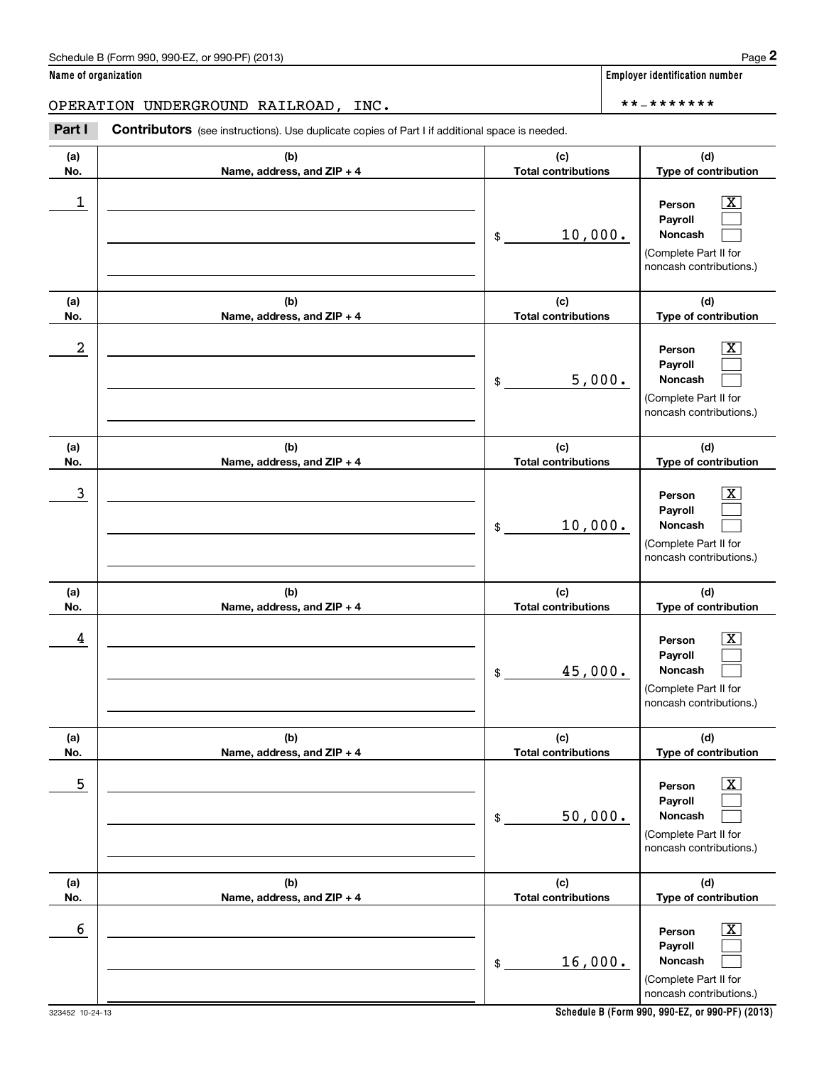Schedule B (Form 990, 990-EZ, or 990-PF) (2013) Page **2**

**Name of organization**

OPERATION UNDERGROUND RAILROAD, INC.

**Employer identification number**

**-*******

**Part I** **Contributors** (see instructions). Use duplicate copies of Part I if additional space is needed.

| (a) No. | (b) Name, address, and ZIP + 4 | (c) Total contributions | (d) Type of contribution |
|---|---|---|---|
| 1 | | $ 10,000. | Person [X] Payroll [ ] Noncash [ ] (Complete Part II for noncash contributions.) |
| 2 | | $ 5,000. | Person [X] Payroll [ ] Noncash [ ] (Complete Part II for noncash contributions.) |
| 3 | | $ 10,000. | Person [X] Payroll [ ] Noncash [ ] (Complete Part II for noncash contributions.) |
| 4 | | $ 45,000. | Person [X] Payroll [ ] Noncash [ ] (Complete Part II for noncash contributions.) |
| 5 | | $ 50,000. | Person [X] Payroll [ ] Noncash [ ] (Complete Part II for noncash contributions.) |
| 6 | | $ 16,000. | Person [X] Payroll [ ] Noncash [ ] (Complete Part II for noncash contributions.) |

323452 10-24-13

**Schedule B (Form 990, 990-EZ, or 990-PF) (2013)**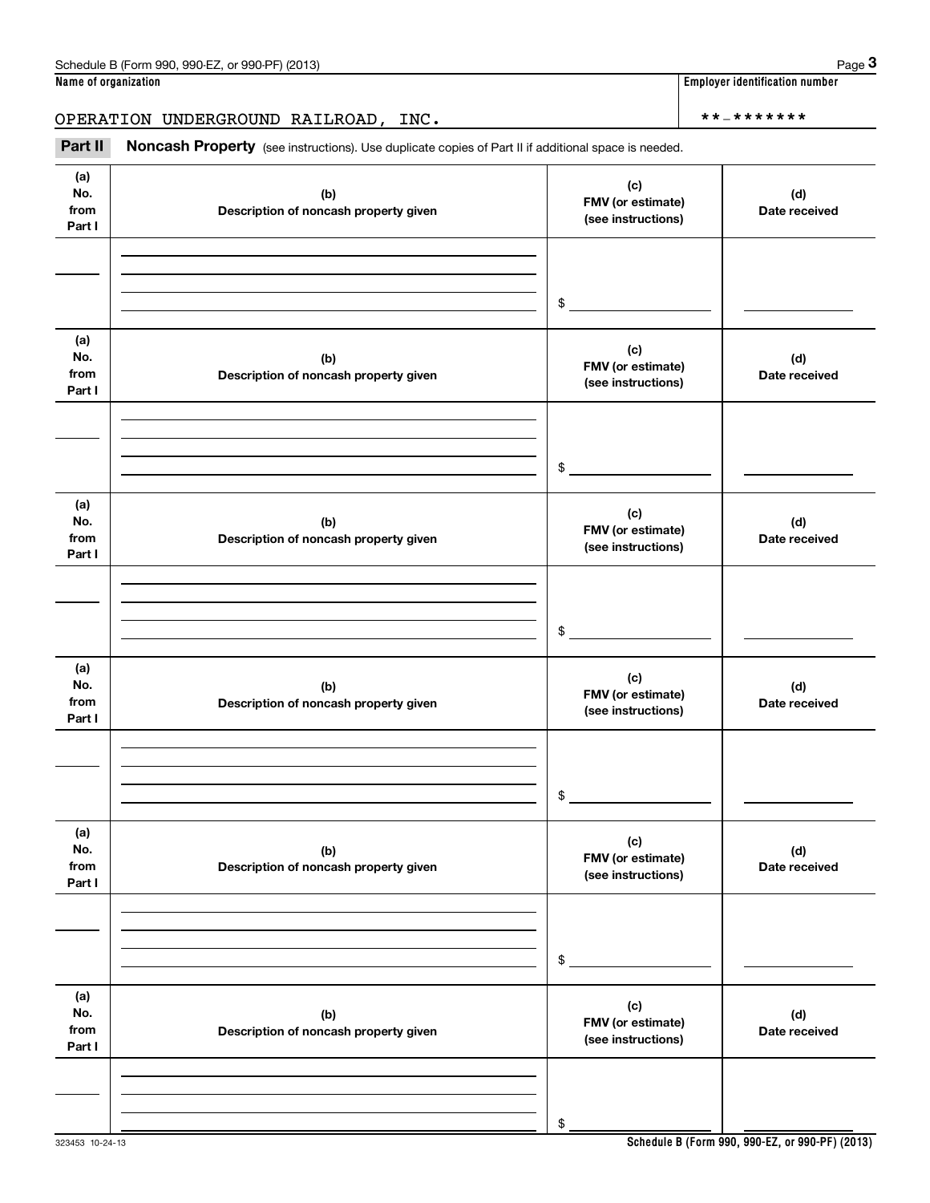Schedule B (Form 990, 990-EZ, or 990-PF) (2013) Page **3**

**Name of organization** | **Employer identification number**

OPERATION UNDERGROUND RAILROAD, INC. | **-*******

**Part II** **Noncash Property** (see instructions). Use duplicate copies of Part II if additional space is needed.

| (a) No. from Part I | (b) Description of noncash property given | (c) FMV (or estimate) (see instructions) | (d) Date received |
|---|---|---|---|
| | | $ | |

| (a) No. from Part I | (b) Description of noncash property given | (c) FMV (or estimate) (see instructions) | (d) Date received |
|---|---|---|---|
| | | $ | |

| (a) No. from Part I | (b) Description of noncash property given | (c) FMV (or estimate) (see instructions) | (d) Date received |
|---|---|---|---|
| | | $ | |

| (a) No. from Part I | (b) Description of noncash property given | (c) FMV (or estimate) (see instructions) | (d) Date received |
|---|---|---|---|
| | | $ | |

| (a) No. from Part I | (b) Description of noncash property given | (c) FMV (or estimate) (see instructions) | (d) Date received |
|---|---|---|---|
| | | $ | |

| (a) No. from Part I | (b) Description of noncash property given | (c) FMV (or estimate) (see instructions) | (d) Date received |
|---|---|---|---|
| | | $ | |

323453 10-24-13 **Schedule B (Form 990, 990-EZ, or 990-PF) (2013)**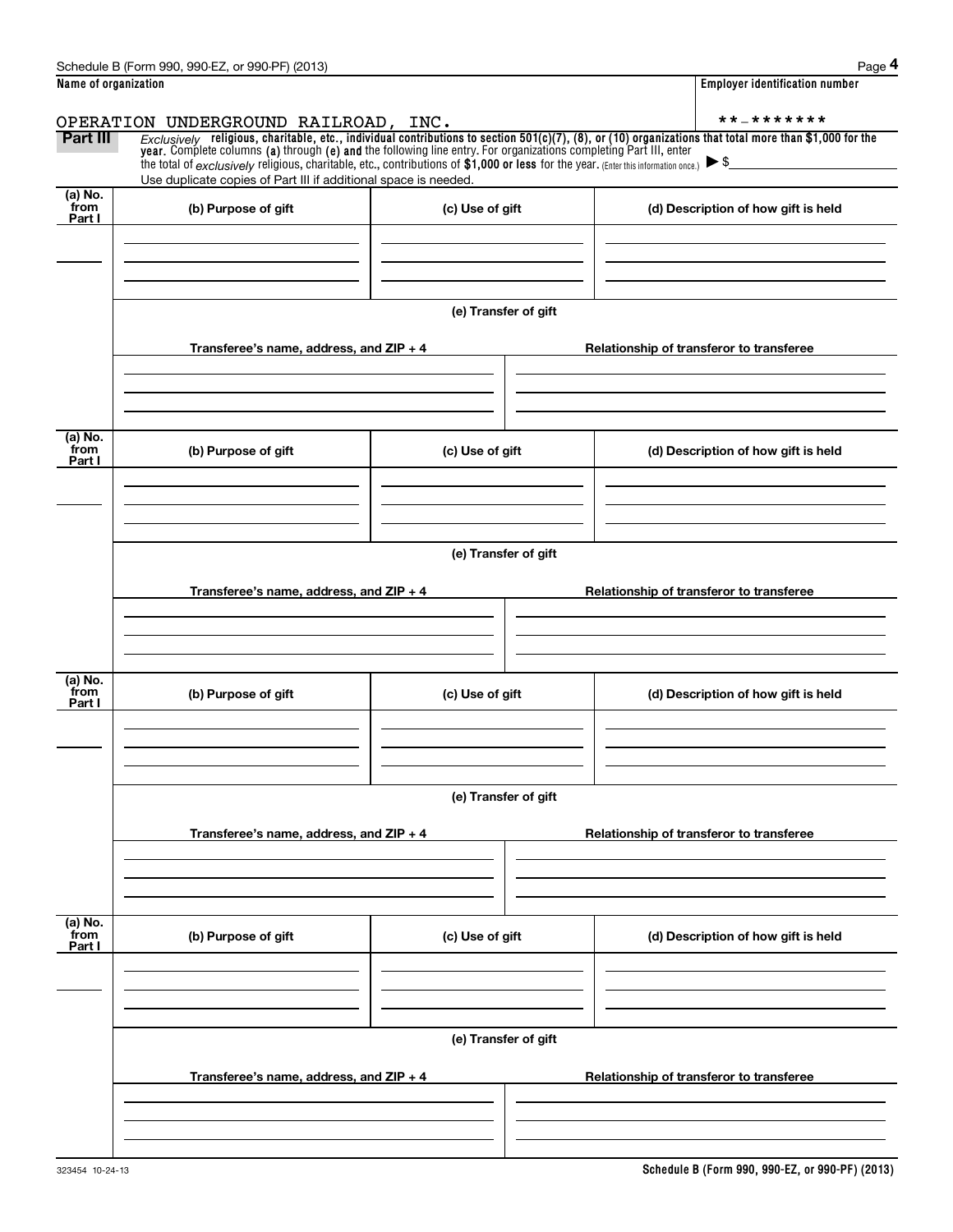Schedule B (Form 990, 990-EZ, or 990-PF) (2013)

**Name of organization**

OPERATION UNDERGROUND RAILROAD, INC.

**Employer identification number**

**-*******

**Part III** *Exclusively* **religious, charitable, etc., individual contributions to section 501(c)(7), (8), or (10) organizations that total more than $1,000 for the year.** Complete columns **(a)** through **(e) and** the following line entry. For organizations completing Part III, enter the total of *exclusively* religious, charitable, etc., contributions of **$1,000 or less** for the year. (Enter this information once.) ▶ $

Use duplicate copies of Part III if additional space is needed.

| (a) No. from Part I | (b) Purpose of gift | (c) Use of gift | (d) Description of how gift is held |
|---|---|---|---|
| | | | |

(e) Transfer of gift

| Transferee's name, address, and ZIP + 4 | Relationship of transferor to transferee |
|---|---|
| | |

| (a) No. from Part I | (b) Purpose of gift | (c) Use of gift | (d) Description of how gift is held |
|---|---|---|---|
| | | | |

(e) Transfer of gift

| Transferee's name, address, and ZIP + 4 | Relationship of transferor to transferee |
|---|---|
| | |

| (a) No. from Part I | (b) Purpose of gift | (c) Use of gift | (d) Description of how gift is held |
|---|---|---|---|
| | | | |

(e) Transfer of gift

| Transferee's name, address, and ZIP + 4 | Relationship of transferor to transferee |
|---|---|
| | |

| (a) No. from Part I | (b) Purpose of gift | (c) Use of gift | (d) Description of how gift is held |
|---|---|---|---|
| | | | |

(e) Transfer of gift

| Transferee's name, address, and ZIP + 4 | Relationship of transferor to transferee |
|---|---|
| | |

323454 10-24-13

**Schedule B (Form 990, 990-EZ, or 990-PF) (2013)**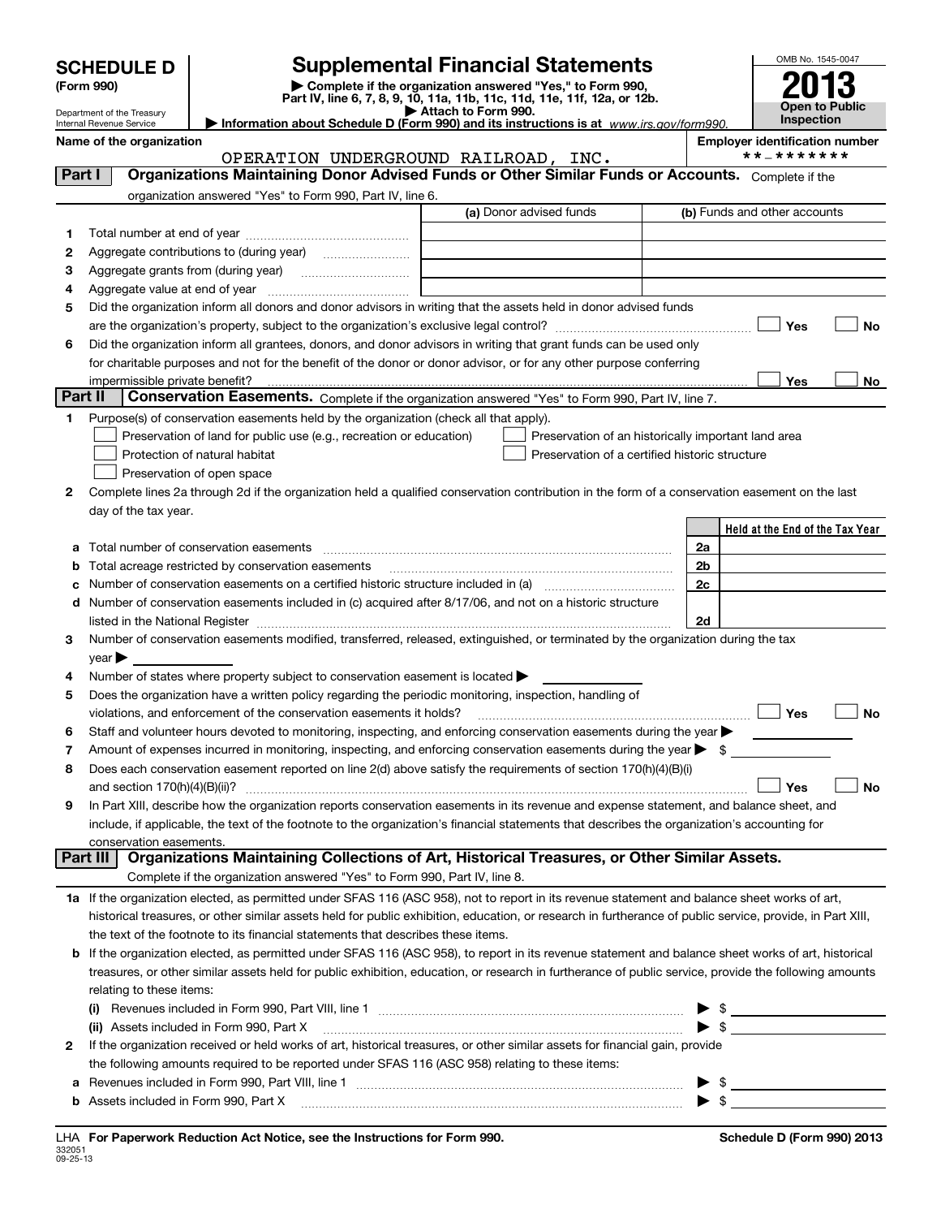# SCHEDULE D (Form 990)

Department of the Treasury
Internal Revenue Service

## Supplemental Financial Statements

▶ Complete if the organization answered "Yes," to Form 990, Part IV, line 6, 7, 8, 9, 10, 11a, 11b, 11c, 11d, 11e, 11f, 12a, or 12b.
▶ Attach to Form 990.
▶ Information about Schedule D (Form 990) and its instructions is at www.irs.gov/form990.

OMB No. 1545-0047

**2013**

**Open to Public Inspection**

**Name of the organization**
OPERATION UNDERGROUND RAILROAD, INC.

**Employer identification number**
**-*******

### Part I — Organizations Maintaining Donor Advised Funds or Other Similar Funds or Accounts. Complete if the organization answered "Yes" to Form 990, Part IV, line 6.

| | | (a) Donor advised funds | (b) Funds and other accounts |
|---|---|---|---|
| 1 | Total number at end of year | | |
| 2 | Aggregate contributions to (during year) | | |
| 3 | Aggregate grants from (during year) | | |
| 4 | Aggregate value at end of year | | |

5 Did the organization inform all donors and donor advisors in writing that the assets held in donor advised funds are the organization's property, subject to the organization's exclusive legal control? ☐ Yes ☐ No

6 Did the organization inform all grantees, donors, and donor advisors in writing that grant funds can be used only for charitable purposes and not for the benefit of the donor or donor advisor, or for any other purpose conferring impermissible private benefit? ☐ Yes ☐ No

### Part II — Conservation Easements. Complete if the organization answered "Yes" to Form 990, Part IV, line 7.

1 Purpose(s) of conservation easements held by the organization (check all that apply).

☐ Preservation of land for public use (e.g., recreation or education)
☐ Preservation of an historically important land area
☐ Protection of natural habitat
☐ Preservation of a certified historic structure
☐ Preservation of open space

2 Complete lines 2a through 2d if the organization held a qualified conservation contribution in the form of a conservation easement on the last day of the tax year.

| | | | Held at the End of the Tax Year |
|---|---|---|---|
| a | Total number of conservation easements | 2a | |
| b | Total acreage restricted by conservation easements | 2b | |
| c | Number of conservation easements on a certified historic structure included in (a) | 2c | |
| d | Number of conservation easements included in (c) acquired after 8/17/06, and not on a historic structure listed in the National Register | 2d | |

3 Number of conservation easements modified, transferred, released, extinguished, or terminated by the organization during the tax year ▶

4 Number of states where property subject to conservation easement is located ▶

5 Does the organization have a written policy regarding the periodic monitoring, inspection, handling of violations, and enforcement of the conservation easements it holds? ☐ Yes ☐ No

6 Staff and volunteer hours devoted to monitoring, inspecting, and enforcing conservation easements during the year ▶

7 Amount of expenses incurred in monitoring, inspecting, and enforcing conservation easements during the year ▶ $

8 Does each conservation easement reported on line 2(d) above satisfy the requirements of section 170(h)(4)(B)(i) and section 170(h)(4)(B)(ii)? ☐ Yes ☐ No

9 In Part XIII, describe how the organization reports conservation easements in its revenue and expense statement, and balance sheet, and include, if applicable, the text of the footnote to the organization's financial statements that describes the organization's accounting for conservation easements.

### Part III — Organizations Maintaining Collections of Art, Historical Treasures, or Other Similar Assets. Complete if the organization answered "Yes" to Form 990, Part IV, line 8.

1a If the organization elected, as permitted under SFAS 116 (ASC 958), not to report in its revenue statement and balance sheet works of art, historical treasures, or other similar assets held for public exhibition, education, or research in furtherance of public service, provide, in Part XIII, the text of the footnote to its financial statements that describes these items.

b If the organization elected, as permitted under SFAS 116 (ASC 958), to report in its revenue statement and balance sheet works of art, historical treasures, or other similar assets held for public exhibition, education, or research in furtherance of public service, provide the following amounts relating to these items:

(i) Revenues included in Form 990, Part VIII, line 1 ▶ $

(ii) Assets included in Form 990, Part X ▶ $

2 If the organization received or held works of art, historical treasures, or other similar assets for financial gain, provide the following amounts required to be reported under SFAS 116 (ASC 958) relating to these items:

a Revenues included in Form 990, Part VIII, line 1 ▶ $

b Assets included in Form 990, Part X ▶ $

LHA For Paperwork Reduction Act Notice, see the Instructions for Form 990.

332051
09-25-13

Schedule D (Form 990) 2013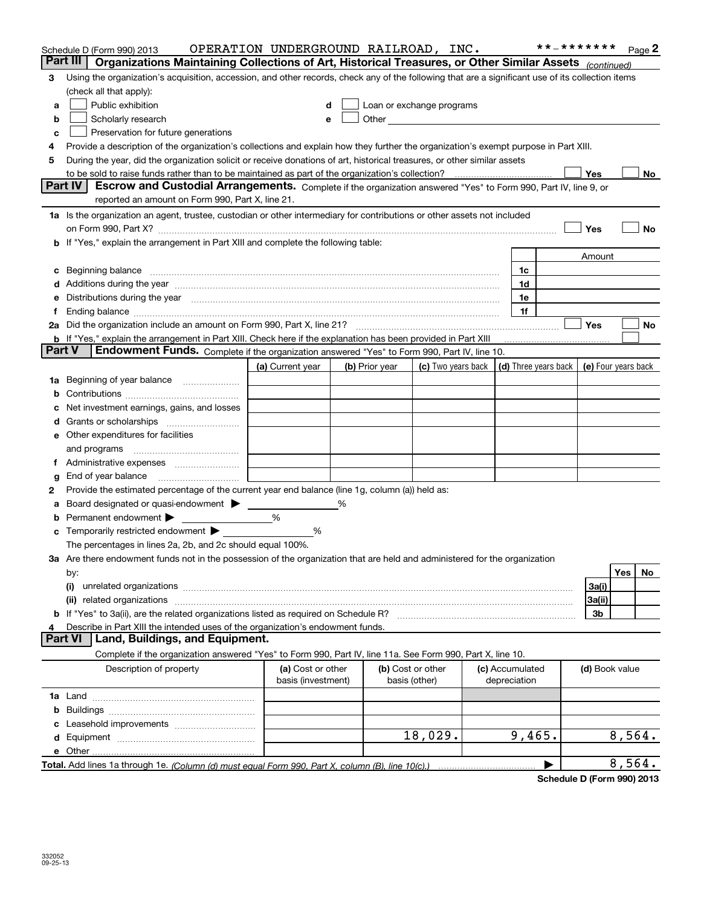Schedule D (Form 990) 2013 OPERATION UNDERGROUND RAILROAD, INC. **-******* Page 2

## Part III Organizations Maintaining Collections of Art, Historical Treasures, or Other Similar Assets *(continued)*

3 Using the organization's acquisition, accession, and other records, check any of the following that are a significant use of its collection items (check all that apply):

a ☐ Public exhibition
b ☐ Scholarly research
c ☐ Preservation for future generations
d ☐ Loan or exchange programs
e ☐ Other

4 Provide a description of the organization's collections and explain how they further the organization's exempt purpose in Part XIII.

5 During the year, did the organization solicit or receive donations of art, historical treasures, or other similar assets to be sold to raise funds rather than to be maintained as part of the organization's collection? ☐ Yes ☐ No

## Part IV Escrow and Custodial Arrangements.

Complete if the organization answered "Yes" to Form 990, Part IV, line 9, or reported an amount on Form 990, Part X, line 21.

1a Is the organization an agent, trustee, custodian or other intermediary for contributions or other assets not included on Form 990, Part X? ☐ Yes ☐ No

b If "Yes," explain the arrangement in Part XIII and complete the following table:

| | | Amount |
|---|---|---|
| c Beginning balance | 1c | |
| d Additions during the year | 1d | |
| e Distributions during the year | 1e | |
| f Ending balance | 1f | |

2a Did the organization include an amount on Form 990, Part X, line 21? ☐ Yes ☐ No

b If "Yes," explain the arrangement in Part XIII. Check here if the explanation has been provided in Part XIII ☐

## Part V Endowment Funds.

Complete if the organization answered "Yes" to Form 990, Part IV, line 10.

| | (a) Current year | (b) Prior year | (c) Two years back | (d) Three years back | (e) Four years back |
|---|---|---|---|---|---|
| 1a Beginning of year balance | | | | | |
| b Contributions | | | | | |
| c Net investment earnings, gains, and losses | | | | | |
| d Grants or scholarships | | | | | |
| e Other expenditures for facilities and programs | | | | | |
| f Administrative expenses | | | | | |
| g End of year balance | | | | | |

2 Provide the estimated percentage of the current year end balance (line 1g, column (a)) held as:

a Board designated or quasi-endowment ▶ ______ %
b Permanent endowment ▶ ______ %
c Temporarily restricted endowment ▶ ______ %

The percentages in lines 2a, 2b, and 2c should equal 100%.

3a Are there endowment funds not in the possession of the organization that are held and administered for the organization by:

| | | Yes | No |
|---|---|---|---|
| (i) unrelated organizations | 3a(i) | | |
| (ii) related organizations | 3a(ii) | | |
| b If "Yes" to 3a(ii), are the related organizations listed as required on Schedule R? | 3b | | |

4 Describe in Part XIII the intended uses of the organization's endowment funds.

## Part VI Land, Buildings, and Equipment.

Complete if the organization answered "Yes" to Form 990, Part IV, line 11a. See Form 990, Part X, line 10.

| Description of property | (a) Cost or other basis (investment) | (b) Cost or other basis (other) | (c) Accumulated depreciation | (d) Book value |
|---|---|---|---|---|
| 1a Land | | | | |
| b Buildings | | | | |
| c Leasehold improvements | | | | |
| d Equipment | | 18,029. | 9,465. | 8,564. |
| e Other | | | | |
| **Total.** Add lines 1a through 1e. *(Column (d) must equal Form 990, Part X, column (B), line 10(c).)* | | | ▶ | 8,564. |

**Schedule D (Form 990) 2013**

332052
09-25-13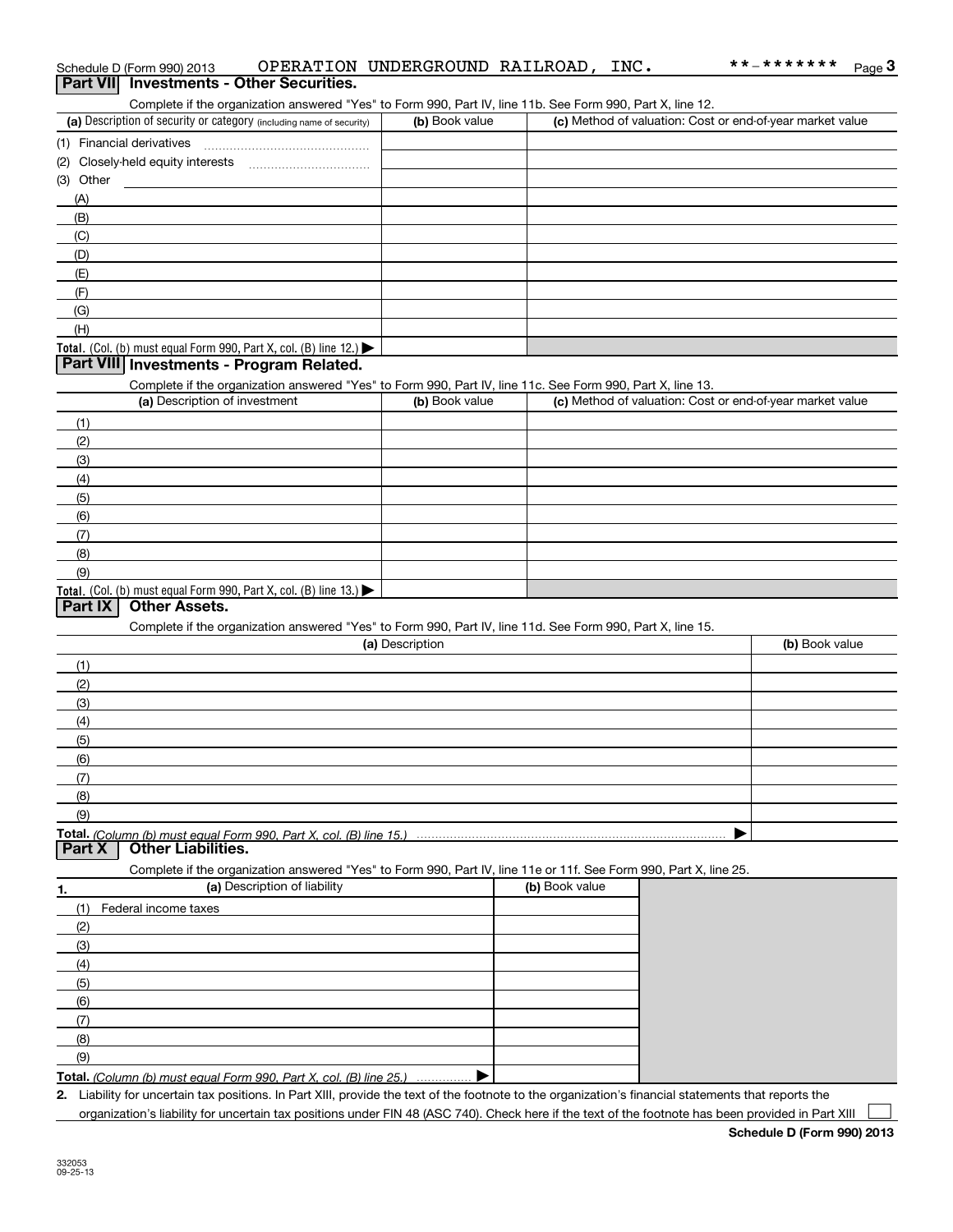Schedule D (Form 990) 2013 OPERATION UNDERGROUND RAILROAD, INC. **-******* Page 3

## Part VII Investments - Other Securities.

Complete if the organization answered "Yes" to Form 990, Part IV, line 11b. See Form 990, Part X, line 12.

| (a) Description of security or category (including name of security) | (b) Book value | (c) Method of valuation: Cost or end-of-year market value |
|---|---|---|
| (1) Financial derivatives | | |
| (2) Closely-held equity interests | | |
| (3) Other | | |
| (A) | | |
| (B) | | |
| (C) | | |
| (D) | | |
| (E) | | |
| (F) | | |
| (G) | | |
| (H) | | |
| **Total.** (Col. (b) must equal Form 990, Part X, col. (B) line 12.) ▶ | | |

## Part VIII Investments - Program Related.

Complete if the organization answered "Yes" to Form 990, Part IV, line 11c. See Form 990, Part X, line 13.

| (a) Description of investment | (b) Book value | (c) Method of valuation: Cost or end-of-year market value |
|---|---|---|
| (1) | | |
| (2) | | |
| (3) | | |
| (4) | | |
| (5) | | |
| (6) | | |
| (7) | | |
| (8) | | |
| (9) | | |
| **Total.** (Col. (b) must equal Form 990, Part X, col. (B) line 13.) ▶ | | |

## Part IX Other Assets.

Complete if the organization answered "Yes" to Form 990, Part IV, line 11d. See Form 990, Part X, line 15.

| (a) Description | (b) Book value |
|---|---|
| (1) | |
| (2) | |
| (3) | |
| (4) | |
| (5) | |
| (6) | |
| (7) | |
| (8) | |
| (9) | |
| **Total.** *(Column (b) must equal Form 990, Part X, col. (B) line 15.)* ▶ | |

## Part X Other Liabilities.

Complete if the organization answered "Yes" to Form 990, Part IV, line 11e or 11f. See Form 990, Part X, line 25.

| 1. (a) Description of liability | (b) Book value |
|---|---|
| (1) Federal income taxes | |
| (2) | |
| (3) | |
| (4) | |
| (5) | |
| (6) | |
| (7) | |
| (8) | |
| (9) | |
| **Total.** *(Column (b) must equal Form 990, Part X, col. (B) line 25.)* ▶ | |

2. Liability for uncertain tax positions. In Part XIII, provide the text of the footnote to the organization's financial statements that reports the organization's liability for uncertain tax positions under FIN 48 (ASC 740). Check here if the text of the footnote has been provided in Part XIII ☐

**Schedule D (Form 990) 2013**

332053
09-25-13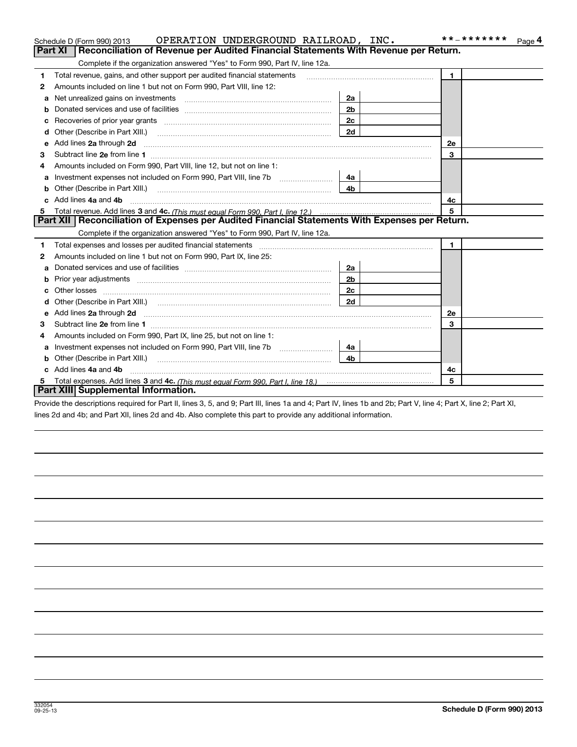Schedule D (Form 990) 2013 OPERATION UNDERGROUND RAILROAD, INC. **-******* Page 4

## Part XI Reconciliation of Revenue per Audited Financial Statements With Revenue per Return.

Complete if the organization answered "Yes" to Form 990, Part IV, line 12a.

| | | | | | |
|---|---|---|---|---|---|
| 1 | Total revenue, gains, and other support per audited financial statements | | | 1 | |
| 2 | Amounts included on line 1 but not on Form 990, Part VIII, line 12: | | | | |
| a | Net unrealized gains on investments | 2a | | | |
| b | Donated services and use of facilities | 2b | | | |
| c | Recoveries of prior year grants | 2c | | | |
| d | Other (Describe in Part XIII.) | 2d | | | |
| e | Add lines **2a** through **2d** | | | 2e | |
| 3 | Subtract line **2e** from line **1** | | | 3 | |
| 4 | Amounts included on Form 990, Part VIII, line 12, but not on line 1: | | | | |
| a | Investment expenses not included on Form 990, Part VIII, line 7b | 4a | | | |
| b | Other (Describe in Part XIII.) | 4b | | | |
| c | Add lines **4a** and **4b** | | | 4c | |
| 5 | Total revenue. Add lines **3** and **4c.** *(This must equal Form 990, Part I, line 12.)* | | | 5 | |

## Part XII Reconciliation of Expenses per Audited Financial Statements With Expenses per Return.

Complete if the organization answered "Yes" to Form 990, Part IV, line 12a.

| | | | | | |
|---|---|---|---|---|---|
| 1 | Total expenses and losses per audited financial statements | | | 1 | |
| 2 | Amounts included on line 1 but not on Form 990, Part IX, line 25: | | | | |
| a | Donated services and use of facilities | 2a | | | |
| b | Prior year adjustments | 2b | | | |
| c | Other losses | 2c | | | |
| d | Other (Describe in Part XIII.) | 2d | | | |
| e | Add lines **2a** through **2d** | | | 2e | |
| 3 | Subtract line **2e** from line **1** | | | 3 | |
| 4 | Amounts included on Form 990, Part IX, line 25, but not on line 1: | | | | |
| a | Investment expenses not included on Form 990, Part VIII, line 7b | 4a | | | |
| b | Other (Describe in Part XIII.) | 4b | | | |
| c | Add lines **4a** and **4b** | | | 4c | |
| 5 | Total expenses. Add lines **3** and **4c.** *(This must equal Form 990, Part I, line 18.)* | | | 5 | |

## Part XIII Supplemental Information.

Provide the descriptions required for Part II, lines 3, 5, and 9; Part III, lines 1a and 4; Part IV, lines 1b and 2b; Part V, line 4; Part X, line 2; Part XI, lines 2d and 4b; and Part XII, lines 2d and 4b. Also complete this part to provide any additional information.

332054 09-25-13

**Schedule D (Form 990) 2013**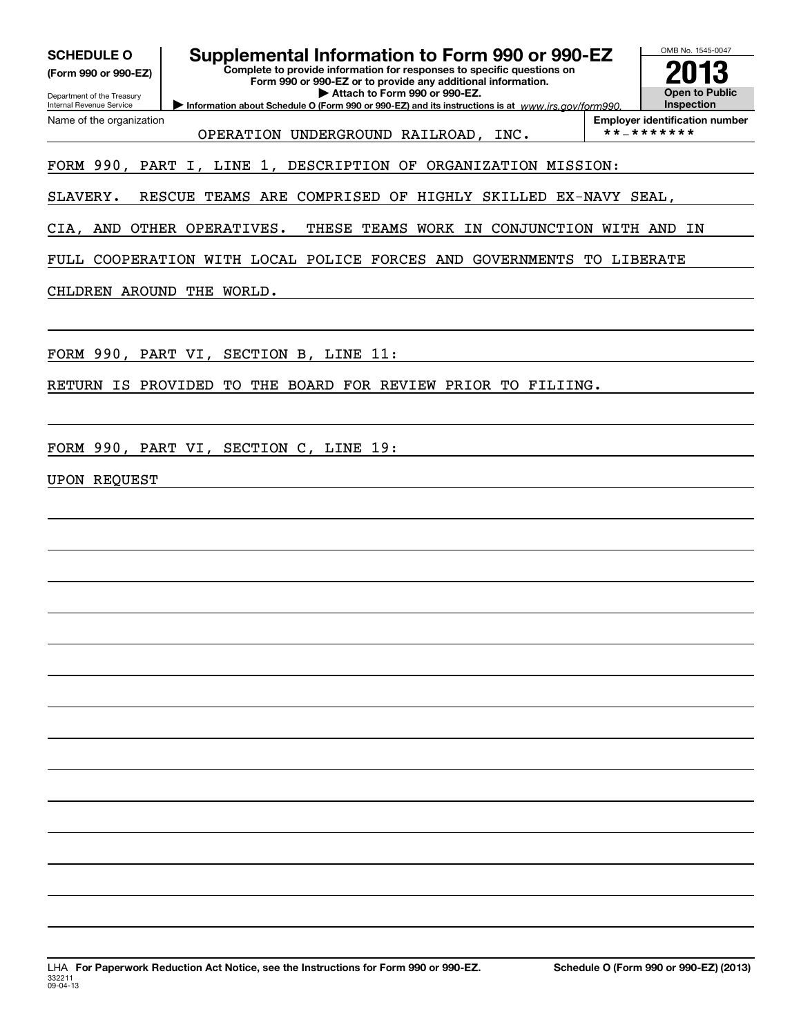**SCHEDULE O**
**(Form 990 or 990-EZ)**

Department of the Treasury
Internal Revenue Service

# Supplemental Information to Form 990 or 990-EZ

**Complete to provide information for responses to specific questions on Form 990 or 990-EZ or to provide any additional information.**
**▶ Attach to Form 990 or 990-EZ.**
**▶ Information about Schedule O (Form 990 or 990-EZ) and its instructions is at** *www.irs.gov/form990.*

OMB No. 1545-0047
**2013**
**Open to Public Inspection**

Name of the organization: OPERATION UNDERGROUND RAILROAD, INC.

**Employer identification number**: **-*******

FORM 990, PART I, LINE 1, DESCRIPTION OF ORGANIZATION MISSION:

SLAVERY. RESCUE TEAMS ARE COMPRISED OF HIGHLY SKILLED EX-NAVY SEAL, CIA, AND OTHER OPERATIVES. THESE TEAMS WORK IN CONJUNCTION WITH AND IN FULL COOPERATION WITH LOCAL POLICE FORCES AND GOVERNMENTS TO LIBERATE CHLDREN AROUND THE WORLD.

FORM 990, PART VI, SECTION B, LINE 11:

RETURN IS PROVIDED TO THE BOARD FOR REVIEW PRIOR TO FILIING.

FORM 990, PART VI, SECTION C, LINE 19:

UPON REQUEST

LHA **For Paperwork Reduction Act Notice, see the Instructions for Form 990 or 990-EZ.** **Schedule O (Form 990 or 990-EZ) (2013)**
332211
09-04-13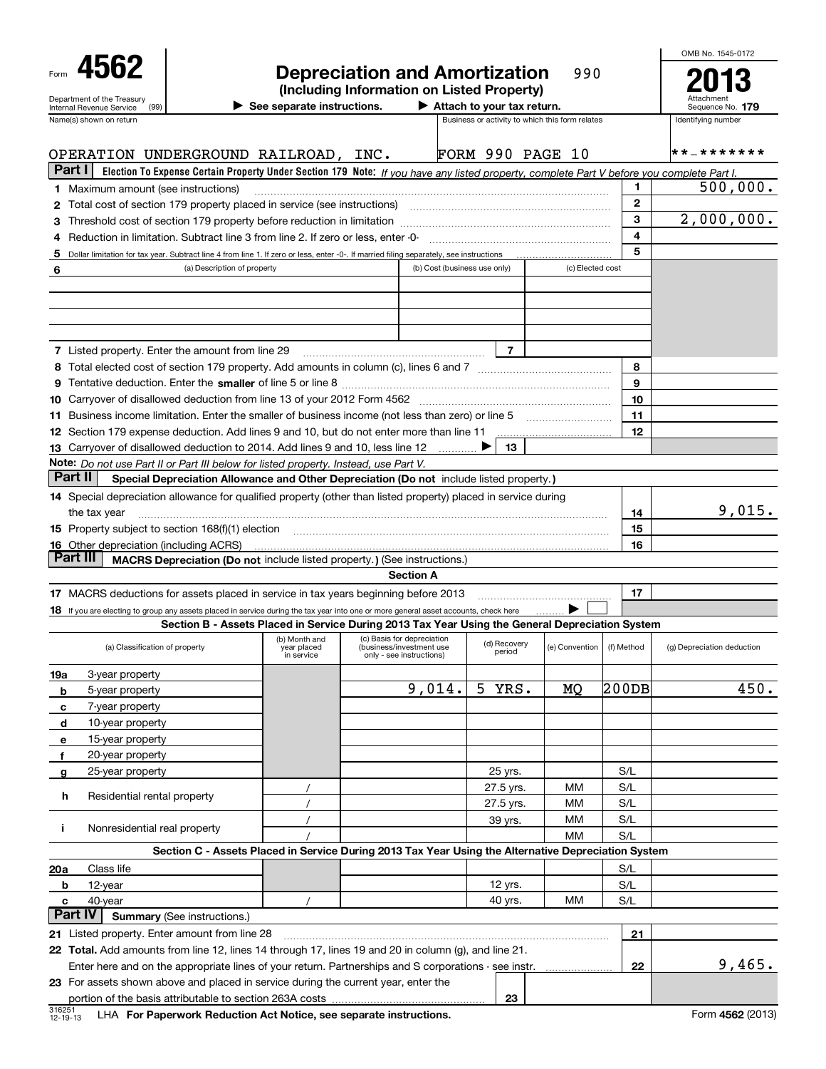Form **4562**

Department of the Treasury
Internal Revenue Service (99)

# Depreciation and Amortization

990

**(Including Information on Listed Property)**

▶ See separate instructions. ▶ Attach to your tax return.

OMB No. 1545-0172

**2013**

Attachment Sequence No. **179**

| Name(s) shown on return | Business or activity to which this form relates | Identifying number |
|---|---|---|
| OPERATION UNDERGROUND RAILROAD, INC. | FORM 990 PAGE 10 | **-******* |

## Part I Election To Expense Certain Property Under Section 179

*Note: If you have any listed property, complete Part V before you complete Part I.*

| | | | |
|---|---|---|---|
| **1** | Maximum amount (see instructions) | 1 | 500,000. |
| **2** | Total cost of section 179 property placed in service (see instructions) | 2 | |
| **3** | Threshold cost of section 179 property before reduction in limitation | 3 | 2,000,000. |
| **4** | Reduction in limitation. Subtract line 3 from line 2. If zero or less, enter -0- | 4 | |
| **5** | Dollar limitation for tax year. Subtract line 4 from line 1. If zero or less, enter -0-. If married filing separately, see instructions | 5 | |

| **6** (a) Description of property | (b) Cost (business use only) | (c) Elected cost |
|---|---|---|
| | | |
| | | |
| | | |
| | | |

| | | | | | |
|---|---|---|---|---|---|
| **7** | Listed property. Enter the amount from line 29 | 7 | | | |
| **8** | Total elected cost of section 179 property. Add amounts in column (c), lines 6 and 7 | | | 8 | |
| **9** | Tentative deduction. Enter the **smaller** of line 5 or line 8 | | | 9 | |
| **10** | Carryover of disallowed deduction from line 13 of your 2012 Form 4562 | | | 10 | |
| **11** | Business income limitation. Enter the smaller of business income (not less than zero) or line 5 | | | 11 | |
| **12** | Section 179 expense deduction. Add lines 9 and 10, but do not enter more than line 11 | | | 12 | |
| **13** | Carryover of disallowed deduction to 2014. Add lines 9 and 10, less line 12 ▶ | 13 | | | |

**Note:** *Do not use Part II or Part III below for listed property. Instead, use Part V.*

## Part II Special Depreciation Allowance and Other Depreciation (Do not include listed property.)

| | | | |
|---|---|---|---|
| **14** | Special depreciation allowance for qualified property (other than listed property) placed in service during the tax year | 14 | 9,015. |
| **15** | Property subject to section 168(f)(1) election | 15 | |
| **16** | Other depreciation (including ACRS) | 16 | |

## Part III MACRS Depreciation (Do not include listed property.) (See instructions.)

**Section A**

| | | | |
|---|---|---|---|
| **17** | MACRS deductions for assets placed in service in tax years beginning before 2013 | 17 | |
| **18** | If you are electing to group any assets placed in service during the tax year into one or more general asset accounts, check here ▶ ☐ | | |

**Section B - Assets Placed in Service During 2013 Tax Year Using the General Depreciation System**

| | (a) Classification of property | (b) Month and year placed in service | (c) Basis for depreciation (business/investment use only - see instructions) | (d) Recovery period | (e) Convention | (f) Method | (g) Depreciation deduction |
|---|---|---|---|---|---|---|---|
| **19a** | 3-year property | | | | | | |
| **b** | 5-year property | | 9,014. | 5 YRS. | MQ | 200DB | 450. |
| **c** | 7-year property | | | | | | |
| **d** | 10-year property | | | | | | |
| **e** | 15-year property | | | | | | |
| **f** | 20-year property | | | | | | |
| **g** | 25-year property | | | 25 yrs. | | S/L | |
| **h** | Residential rental property | / | | 27.5 yrs. | MM | S/L | |
| | | / | | 27.5 yrs. | MM | S/L | |
| **i** | Nonresidential real property | / | | 39 yrs. | MM | S/L | |
| | | / | | | MM | S/L | |

**Section C - Assets Placed in Service During 2013 Tax Year Using the Alternative Depreciation System**

| | | | | | | | |
|---|---|---|---|---|---|---|---|
| **20a** | Class life | | | | | S/L | |
| **b** | 12-year | | | 12 yrs. | | S/L | |
| **c** | 40-year | / | | 40 yrs. | MM | S/L | |

## Part IV Summary (See instructions.)

| | | | | | |
|---|---|---|---|---|---|
| **21** | Listed property. Enter amount from line 28 | | | 21 | |
| **22** | **Total.** Add amounts from line 12, lines 14 through 17, lines 19 and 20 in column (g), and line 21. Enter here and on the appropriate lines of your return. Partnerships and S corporations - see instr. | | | 22 | 9,465. |
| **23** | For assets shown above and placed in service during the current year, enter the portion of the basis attributable to section 263A costs | 23 | | | |

316251 12-19-13 LHA **For Paperwork Reduction Act Notice, see separate instructions.** Form **4562** (2013)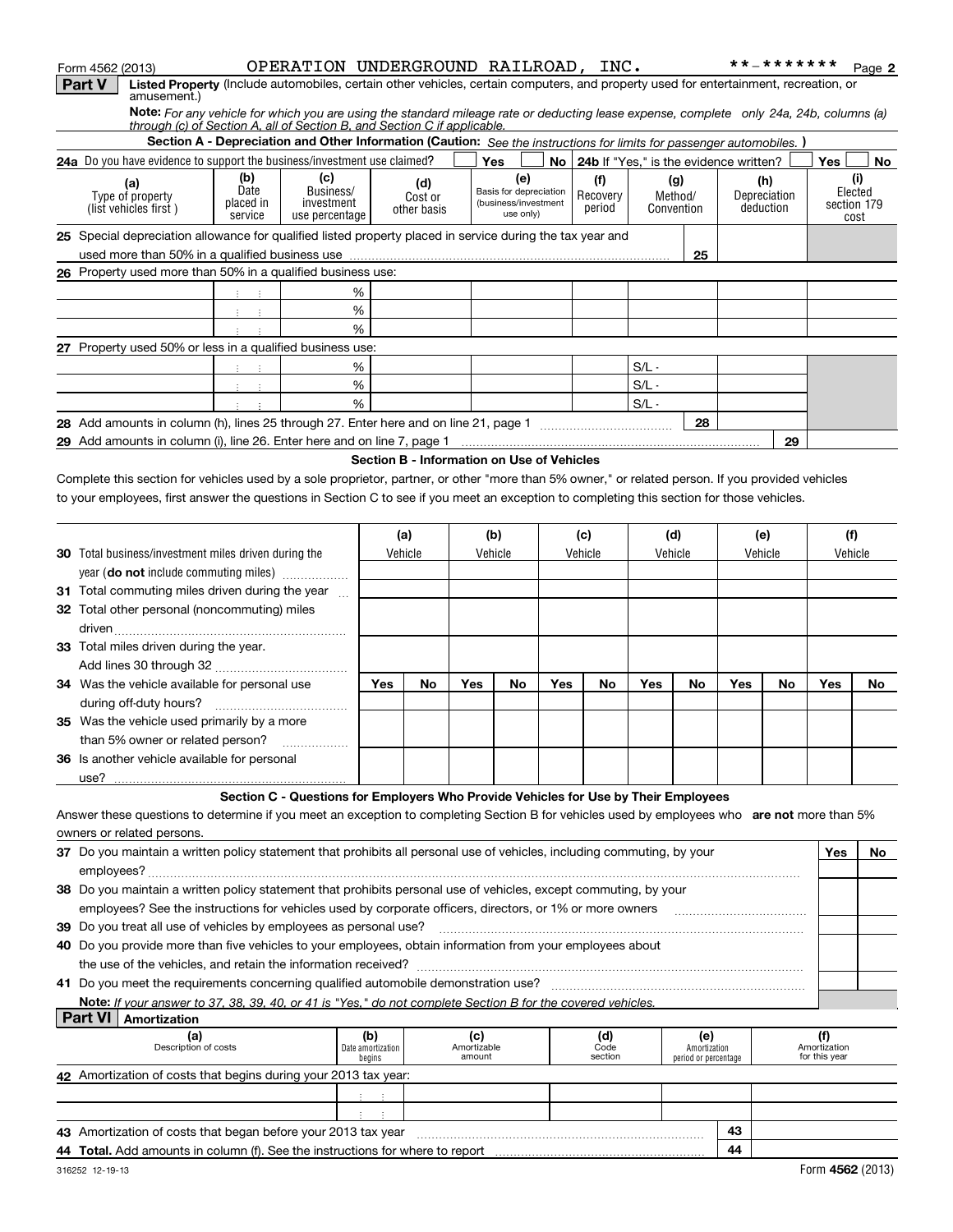Form 4562 (2013) OPERATION UNDERGROUND RAILROAD, INC. **-******* Page 2

**Part V** **Listed Property** (Include automobiles, certain other vehicles, certain computers, and property used for entertainment, recreation, or amusement.)

**Note:** *For any vehicle for which you are using the standard mileage rate or deducting lease expense, complete only 24a, 24b, columns (a) through (c) of Section A, all of Section B, and Section C if applicable.*

**Section A - Depreciation and Other Information (Caution:** *See the instructions for limits for passenger automobiles.* **)**

**24a** Do you have evidence to support the business/investment use claimed? Yes No **24b** If "Yes," is the evidence written? Yes No

| (a) Type of property (list vehicles first) | (b) Date placed in service | (c) Business/ investment use percentage | (d) Cost or other basis | (e) Basis for depreciation (business/investment use only) | (f) Recovery period | (g) Method/ Convention | (h) Depreciation deduction | (i) Elected section 179 cost |
|---|---|---|---|---|---|---|---|---|
| **25** Special depreciation allowance for qualified listed property placed in service during the tax year and used more than 50% in a qualified business use | | | | | | 25 | | |
| **26** Property used more than 50% in a qualified business use: | | | | | | | | |
| | | % | | | | | | |
| | | % | | | | | | |
| | | % | | | | | | |
| **27** Property used 50% or less in a qualified business use: | | | | | | | | |
| | | % | | | | S/L - | | |
| | | % | | | | S/L - | | |
| | | % | | | | S/L - | | |
| **28** Add amounts in column (h), lines 25 through 27. Enter here and on line 21, page 1 | | | | | | 28 | | |
| **29** Add amounts in column (i), line 26. Enter here and on line 7, page 1 | | | | | | | 29 | |

**Section B - Information on Use of Vehicles**

Complete this section for vehicles used by a sole proprietor, partner, or other "more than 5% owner," or related person. If you provided vehicles to your employees, first answer the questions in Section C to see if you meet an exception to completing this section for those vehicles.

| | (a) Vehicle | | (b) Vehicle | | (c) Vehicle | | (d) Vehicle | | (e) Vehicle | | (f) Vehicle | |
|---|---|---|---|---|---|---|---|---|---|---|---|---|
| **30** Total business/investment miles driven during the year (**do not** include commuting miles) | | | | | | | | | | | | |
| **31** Total commuting miles driven during the year | | | | | | | | | | | | |
| **32** Total other personal (noncommuting) miles driven | | | | | | | | | | | | |
| **33** Total miles driven during the year. Add lines 30 through 32 | | | | | | | | | | | | |
| | Yes | No | Yes | No | Yes | No | Yes | No | Yes | No | Yes | No |
| **34** Was the vehicle available for personal use during off-duty hours? | | | | | | | | | | | | |
| **35** Was the vehicle used primarily by a more than 5% owner or related person? | | | | | | | | | | | | |
| **36** Is another vehicle available for personal use? | | | | | | | | | | | | |

**Section C - Questions for Employers Who Provide Vehicles for Use by Their Employees**

Answer these questions to determine if you meet an exception to completing Section B for vehicles used by employees who **are not** more than 5% owners or related persons.

| | Yes | No |
|---|---|---|
| **37** Do you maintain a written policy statement that prohibits all personal use of vehicles, including commuting, by your employees? | | |
| **38** Do you maintain a written policy statement that prohibits personal use of vehicles, except commuting, by your employees? See the instructions for vehicles used by corporate officers, directors, or 1% or more owners | | |
| **39** Do you treat all use of vehicles by employees as personal use? | | |
| **40** Do you provide more than five vehicles to your employees, obtain information from your employees about the use of the vehicles, and retain the information received? | | |
| **41** Do you meet the requirements concerning qualified automobile demonstration use? | | |

**Note:** *If your answer to 37, 38, 39, 40, or 41 is "Yes," do not complete Section B for the covered vehicles.*

**Part VI** **Amortization**

| (a) Description of costs | (b) Date amortization begins | (c) Amortizable amount | (d) Code section | (e) Amortization period or percentage | (f) Amortization for this year |
|---|---|---|---|---|---|
| **42** Amortization of costs that begins during your 2013 tax year: | | | | | |
| | | | | | |
| | | | | | |
| **43** Amortization of costs that began before your 2013 tax year | | | | 43 | |
| **44** **Total.** Add amounts in column (f). See the instructions for where to report | | | | 44 | |

316252 12-19-13 Form **4562** (2013)